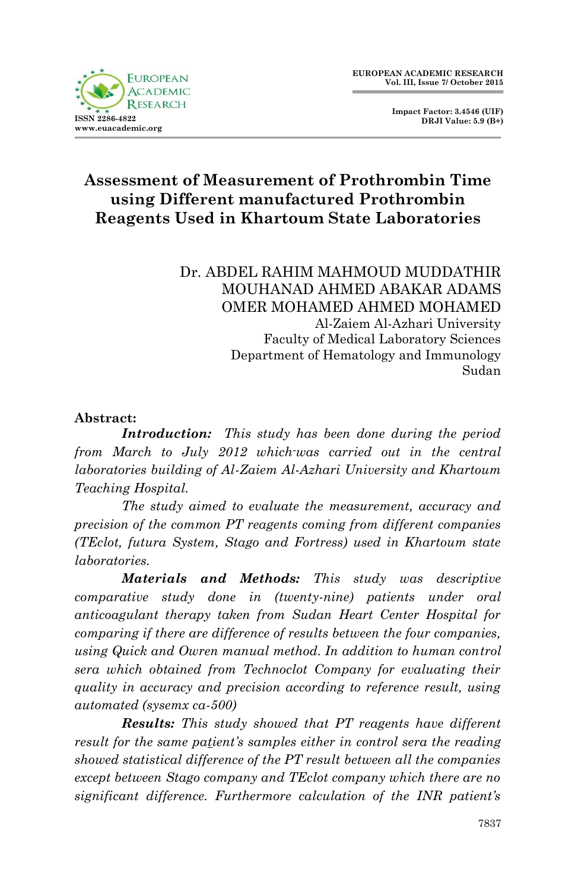# Assessment of Measurement of Prothrombin Time using Different manufactured Prothrombin Reagents Used in Khartoum State Laboratories

Dr. ABDEL RAHIM MAHMOUD MUDDATHIR
MOUHANAD AHMED ABAKAR ADAMS
OMER MOHAMED AHMED MOHAMED
Al-Zaiem Al-Azhari University
Faculty of Medical Laboratory Sciences
Department of Hematology and Immunology
Sudan

**Abstract:**

***Introduction:*** *This study has been done during the period from March to July 2012 which-was carried out in the central laboratories building of Al-Zaiem Al-Azhari University and Khartoum Teaching Hospital.*

*The study aimed to evaluate the measurement, accuracy and precision of the common PT reagents coming from different companies (TEclot, futura System, Stago and Fortress) used in Khartoum state laboratories.*

***Materials and Methods:*** *This study was descriptive comparative study done in (twenty-nine) patients under oral anticoagulant therapy taken from Sudan Heart Center Hospital for comparing if there are difference of results between the four companies, using Quick and Owren manual method. In addition to human control sera which obtained from Technoclot Company for evaluating their quality in accuracy and precision according to reference result, using automated (sysemx ca-500)*

***Results:*** *This study showed that PT reagents have different result for the same patient's samples either in control sera the reading showed statistical difference of the PT result between all the companies except between Stago company and TEclot company which there are no significant difference. Furthermore calculation of the INR patient's*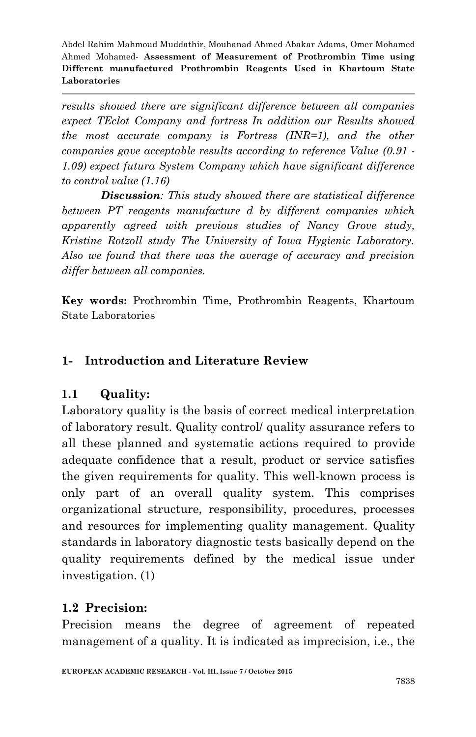*results showed there are significant difference between all companies expect TEclot Company and fortress In addition our Results showed the most accurate company is Fortress (INR=1), and the other companies gave acceptable results according to reference Value (0.91 - 1.09) expect futura System Company which have significant difference to control value (1.16)*

***Discussion**: This study showed there are statistical difference between PT reagents manufacture d by different companies which apparently agreed with previous studies of Nancy Grove study, Kristine Rotzoll study The University of Iowa Hygienic Laboratory. Also we found that there was the average of accuracy and precision differ between all companies.*

**Key words:** Prothrombin Time, Prothrombin Reagents, Khartoum State Laboratories

## 1- Introduction and Literature Review

### 1.1 Quality:

Laboratory quality is the basis of correct medical interpretation of laboratory result. Quality control/ quality assurance refers to all these planned and systematic actions required to provide adequate confidence that a result, product or service satisfies the given requirements for quality. This well-known process is only part of an overall quality system. This comprises organizational structure, responsibility, procedures, processes and resources for implementing quality management. Quality standards in laboratory diagnostic tests basically depend on the quality requirements defined by the medical issue under investigation. (1)

### 1.2 Precision:

Precision means the degree of agreement of repeated management of a quality. It is indicated as imprecision, i.e., the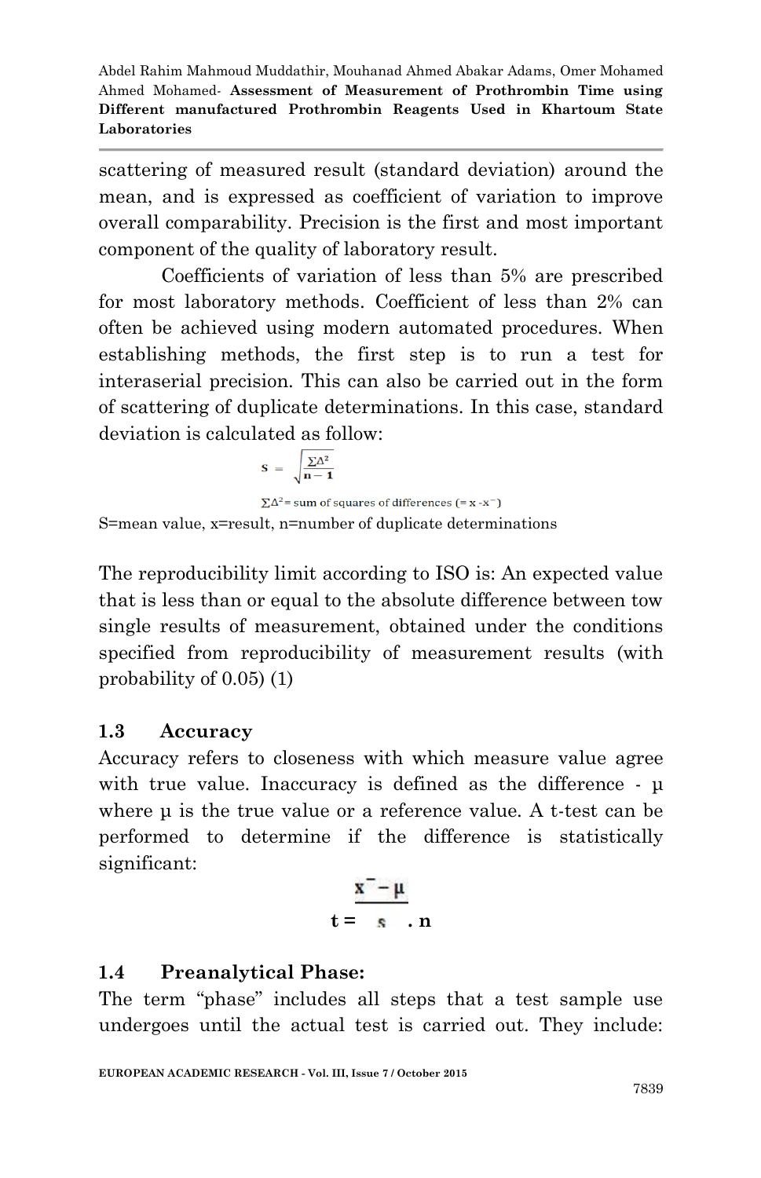scattering of measured result (standard deviation) around the mean, and is expressed as coefficient of variation to improve overall comparability. Precision is the first and most important component of the quality of laboratory result.

Coefficients of variation of less than 5% are prescribed for most laboratory methods. Coefficient of less than 2% can often be achieved using modern automated procedures. When establishing methods, the first step is to run a test for interaserial precision. This can also be carried out in the form of scattering of duplicate determinations. In this case, standard deviation is calculated as follow:

$$s = \sqrt{\frac{\sum \Delta^2}{n-1}}$$

$\sum \Delta^2$ = sum of squares of differences ($= x - \bar{x}$)

S=mean value, x=result, n=number of duplicate determinations

The reproducibility limit according to ISO is: An expected value that is less than or equal to the absolute difference between tow single results of measurement, obtained under the conditions specified from reproducibility of measurement results (with probability of 0.05) (1)

### 1.3 Accuracy

Accuracy refers to closeness with which measure value agree with true value. Inaccuracy is defined as the difference - µ where µ is the true value or a reference value. A t-test can be performed to determine if the difference is statistically significant:

$$t = \frac{\bar{x} - \mu}{s} \cdot n$$

### 1.4 Preanalytical Phase:

The term "phase" includes all steps that a test sample use undergoes until the actual test is carried out. They include: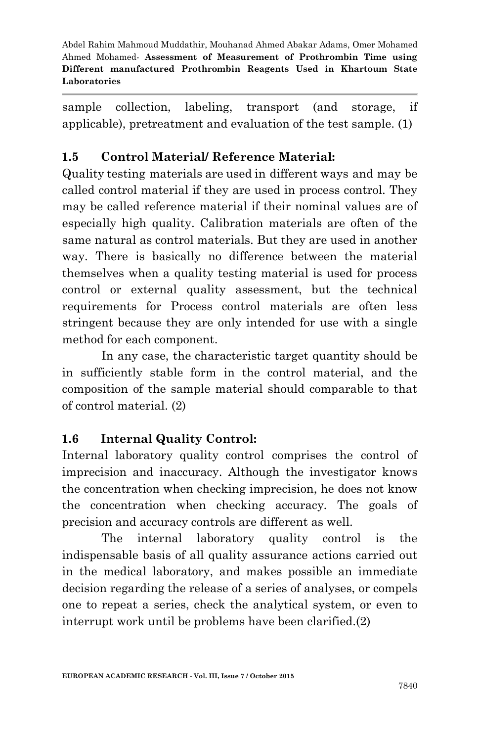sample collection, labeling, transport (and storage, if applicable), pretreatment and evaluation of the test sample. (1)

## 1.5 Control Material/ Reference Material:

Quality testing materials are used in different ways and may be called control material if they are used in process control. They may be called reference material if their nominal values are of especially high quality. Calibration materials are often of the same natural as control materials. But they are used in another way. There is basically no difference between the material themselves when a quality testing material is used for process control or external quality assessment, but the technical requirements for Process control materials are often less stringent because they are only intended for use with a single method for each component.

In any case, the characteristic target quantity should be in sufficiently stable form in the control material, and the composition of the sample material should comparable to that of control material. (2)

## 1.6 Internal Quality Control:

Internal laboratory quality control comprises the control of imprecision and inaccuracy. Although the investigator knows the concentration when checking imprecision, he does not know the concentration when checking accuracy. The goals of precision and accuracy controls are different as well.

The internal laboratory quality control is the indispensable basis of all quality assurance actions carried out in the medical laboratory, and makes possible an immediate decision regarding the release of a series of analyses, or compels one to repeat a series, check the analytical system, or even to interrupt work until be problems have been clarified.(2)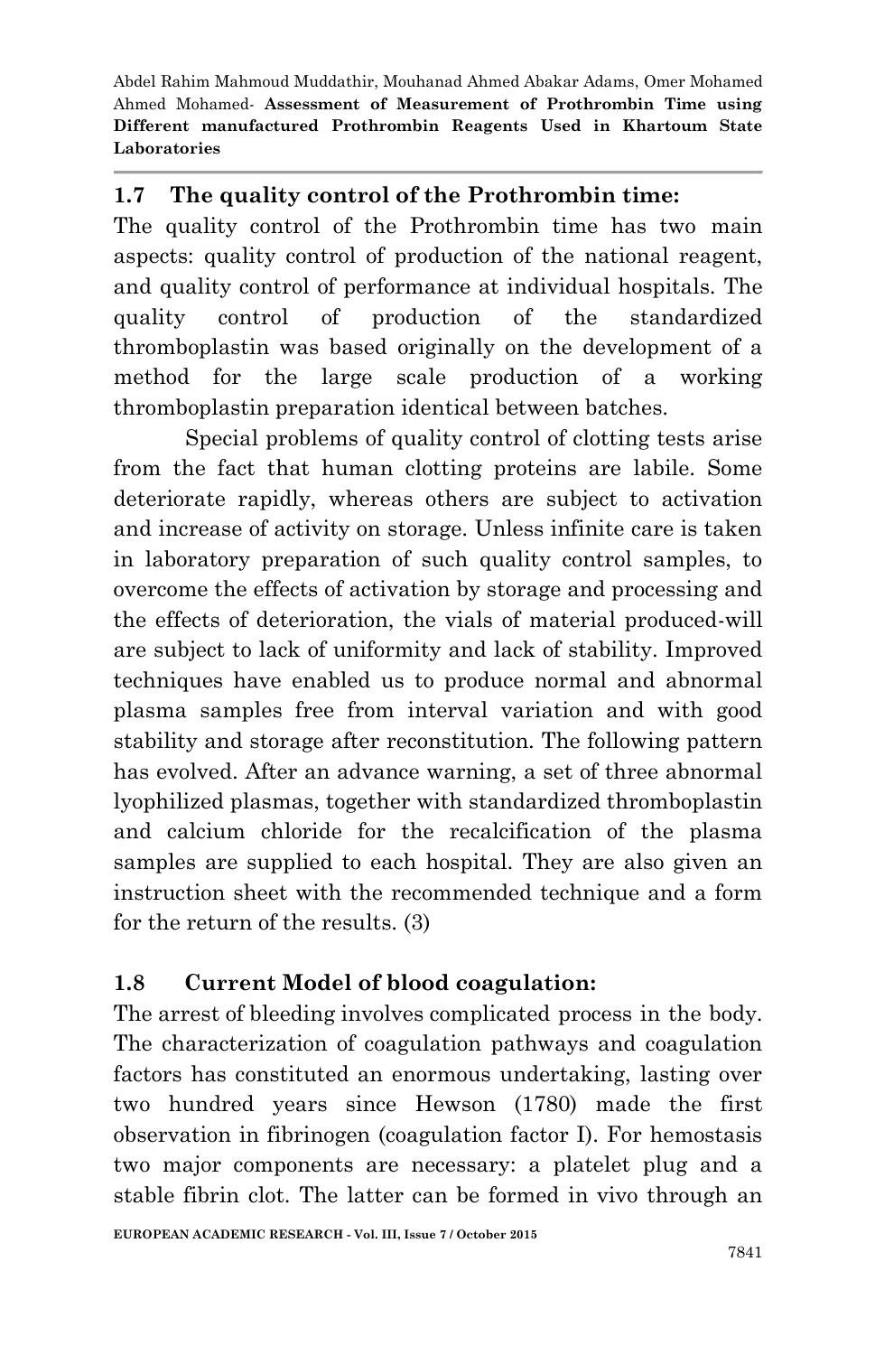## 1.7 The quality control of the Prothrombin time:

The quality control of the Prothrombin time has two main aspects: quality control of production of the national reagent, and quality control of performance at individual hospitals. The quality control of production of the standardized thromboplastin was based originally on the development of a method for the large scale production of a working thromboplastin preparation identical between batches.

Special problems of quality control of clotting tests arise from the fact that human clotting proteins are labile. Some deteriorate rapidly, whereas others are subject to activation and increase of activity on storage. Unless infinite care is taken in laboratory preparation of such quality control samples, to overcome the effects of activation by storage and processing and the effects of deterioration, the vials of material produced-will are subject to lack of uniformity and lack of stability. Improved techniques have enabled us to produce normal and abnormal plasma samples free from interval variation and with good stability and storage after reconstitution. The following pattern has evolved. After an advance warning, a set of three abnormal lyophilized plasmas, together with standardized thromboplastin and calcium chloride for the recalcification of the plasma samples are supplied to each hospital. They are also given an instruction sheet with the recommended technique and a form for the return of the results. (3)

## 1.8 Current Model of blood coagulation:

The arrest of bleeding involves complicated process in the body. The characterization of coagulation pathways and coagulation factors has constituted an enormous undertaking, lasting over two hundred years since Hewson (1780) made the first observation in fibrinogen (coagulation factor I). For hemostasis two major components are necessary: a platelet plug and a stable fibrin clot. The latter can be formed in vivo through an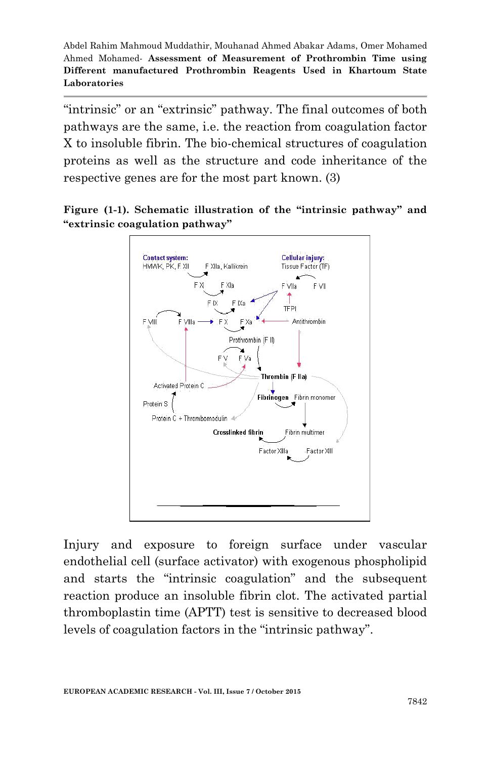"intrinsic" or an "extrinsic" pathway. The final outcomes of both pathways are the same, i.e. the reaction from coagulation factor X to insoluble fibrin. The bio-chemical structures of coagulation proteins as well as the structure and code inheritance of the respective genes are for the most part known. (3)

**Figure (1-1). Schematic illustration of the "intrinsic pathway" and "extrinsic coagulation pathway"**

Injury and exposure to foreign surface under vascular endothelial cell (surface activator) with exogenous phospholipid and starts the "intrinsic coagulation" and the subsequent reaction produce an insoluble fibrin clot. The activated partial thromboplastin time (APTT) test is sensitive to decreased blood levels of coagulation factors in the "intrinsic pathway".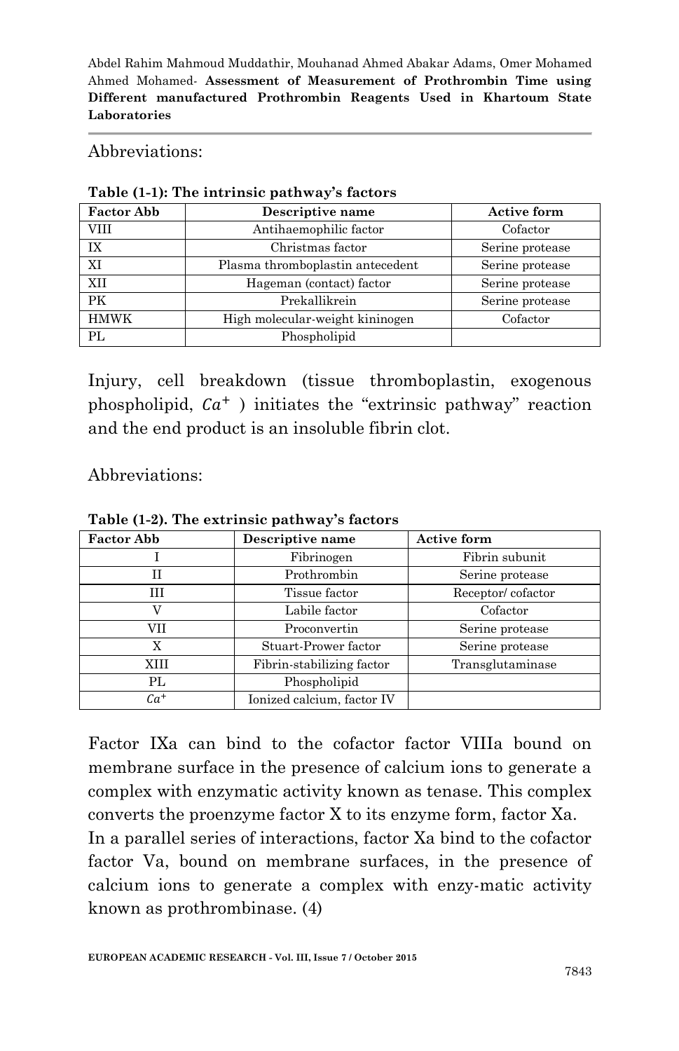Abbreviations:

**Table (1-1): The intrinsic pathway's factors**

| Factor Abb | Descriptive name | Active form |
|---|---|---|
| VIII | Antihaemophilic factor | Cofactor |
| IX | Christmas factor | Serine protease |
| XI | Plasma thromboplastin antecedent | Serine protease |
| XII | Hageman (contact) factor | Serine protease |
| PK | Prekallikrein | Serine protease |
| HMWK | High molecular-weight kininogen | Cofactor |
| PL | Phospholipid | |

Injury, cell breakdown (tissue thromboplastin, exogenous phospholipid, $Ca^{+}$ ) initiates the "extrinsic pathway" reaction and the end product is an insoluble fibrin clot.

Abbreviations:

**Table (1-2). The extrinsic pathway's factors**

| Factor Abb | Descriptive name | Active form |
|---|---|---|
| I | Fibrinogen | Fibrin subunit |
| II | Prothrombin | Serine protease |
| III | Tissue factor | Receptor/ cofactor |
| V | Labile factor | Cofactor |
| VII | Proconvertin | Serine protease |
| X | Stuart-Prower factor | Serine protease |
| XIII | Fibrin-stabilizing factor | Transglutaminase |
| PL | Phospholipid | |
| $Ca^{+}$ | Ionized calcium, factor IV | |

Factor IXa can bind to the cofactor factor VIIIa bound on membrane surface in the presence of calcium ions to generate a complex with enzymatic activity known as tenase. This complex converts the proenzyme factor X to its enzyme form, factor Xa.

In a parallel series of interactions, factor Xa bind to the cofactor factor Va, bound on membrane surfaces, in the presence of calcium ions to generate a complex with enzy-matic activity known as prothrombinase. (4)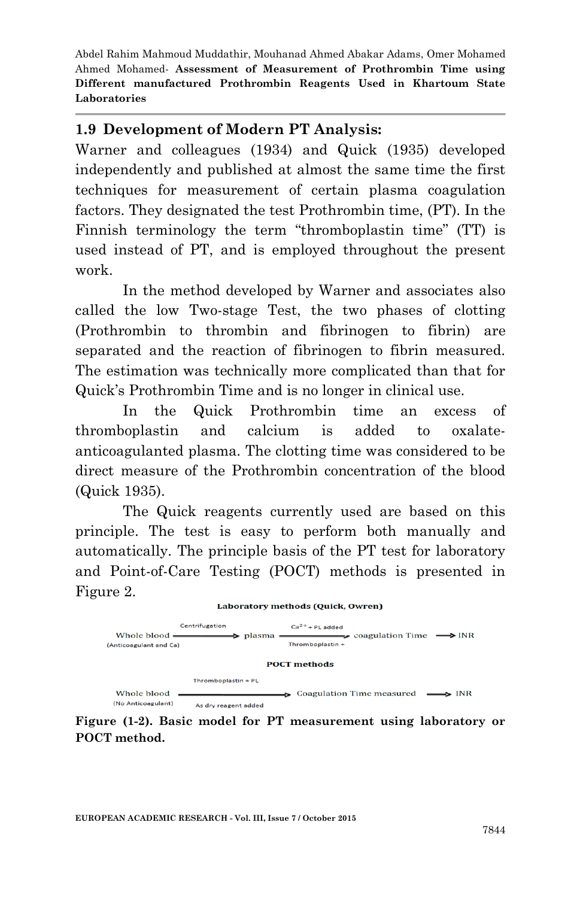## 1.9 Development of Modern PT Analysis:

Warner and colleagues (1934) and Quick (1935) developed independently and published at almost the same time the first techniques for measurement of certain plasma coagulation factors. They designated the test Prothrombin time, (PT). In the Finnish terminology the term "thromboplastin time" (TT) is used instead of PT, and is employed throughout the present work.

In the method developed by Warner and associates also called the low Two-stage Test, the two phases of clotting (Prothrombin to thrombin and fibrinogen to fibrin) are separated and the reaction of fibrinogen to fibrin measured. The estimation was technically more complicated than that for Quick's Prothrombin Time and is no longer in clinical use.

In the Quick Prothrombin time an excess of thromboplastin and calcium is added to oxalate-anticoagulanted plasma. The clotting time was considered to be direct measure of the Prothrombin concentration of the blood (Quick 1935).

The Quick reagents currently used are based on this principle. The test is easy to perform both manually and automatically. The principle basis of the PT test for laboratory and Point-of-Care Testing (POCT) methods is presented in Figure 2.

**Laboratory methods (Quick, Owren)**

Whole blood (Anticoagulant and Ca) → Centrifugation → plasma → $Ca^{2+}$ + PL added, Thromboplastin + → coagulation Time → INR

**POCT methods**

Whole blood (No Anticoagulant) → Thromboplastin + PL, As dry reagent added → Coagulation Time measured → INR

**Figure (1-2). Basic model for PT measurement using laboratory or POCT method.**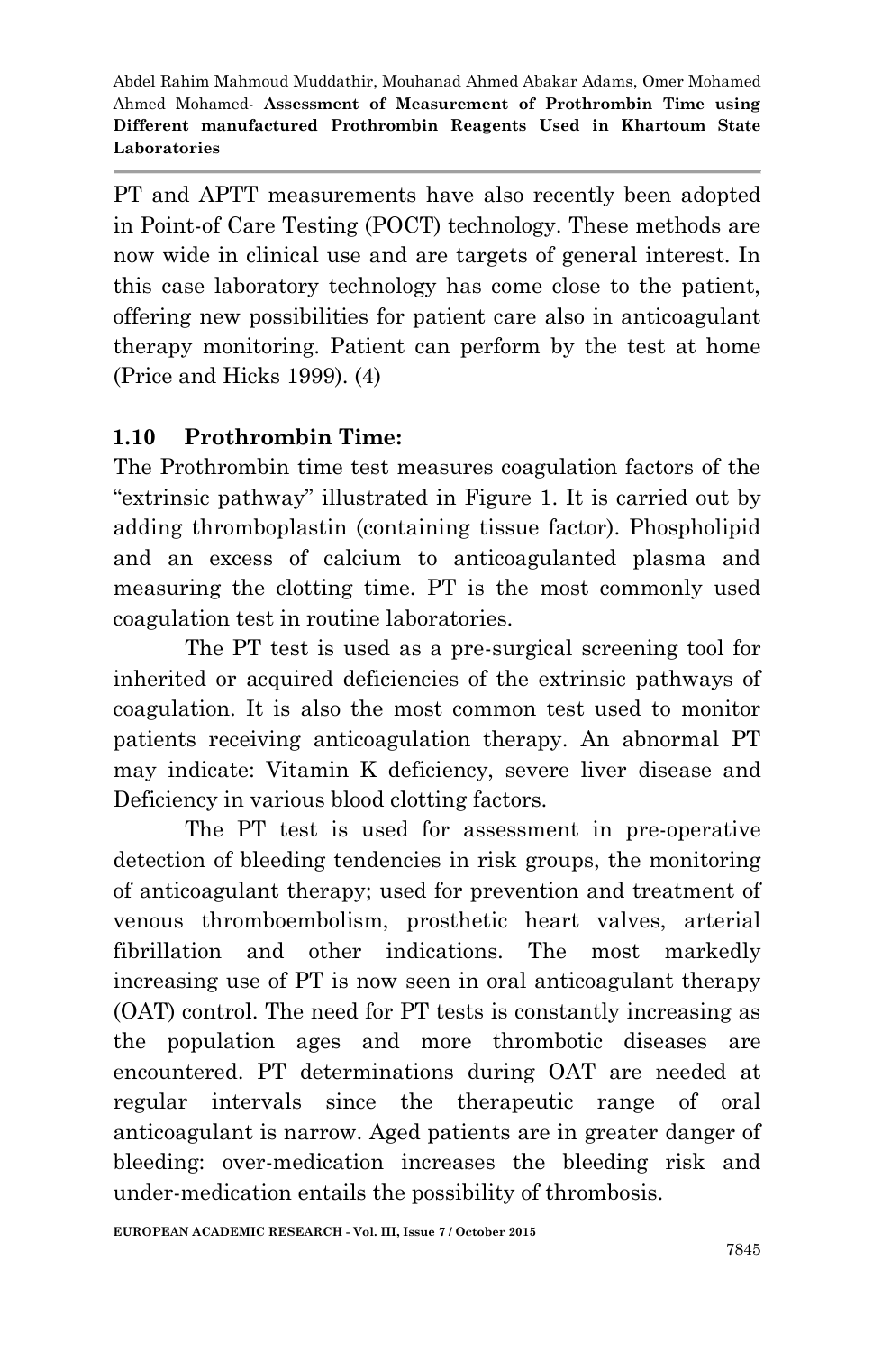PT and APTT measurements have also recently been adopted in Point-of Care Testing (POCT) technology. These methods are now wide in clinical use and are targets of general interest. In this case laboratory technology has come close to the patient, offering new possibilities for patient care also in anticoagulant therapy monitoring. Patient can perform by the test at home (Price and Hicks 1999). (4)

## 1.10 Prothrombin Time:

The Prothrombin time test measures coagulation factors of the "extrinsic pathway" illustrated in Figure 1. It is carried out by adding thromboplastin (containing tissue factor). Phospholipid and an excess of calcium to anticoagulanted plasma and measuring the clotting time. PT is the most commonly used coagulation test in routine laboratories.

The PT test is used as a pre-surgical screening tool for inherited or acquired deficiencies of the extrinsic pathways of coagulation. It is also the most common test used to monitor patients receiving anticoagulation therapy. An abnormal PT may indicate: Vitamin K deficiency, severe liver disease and Deficiency in various blood clotting factors.

The PT test is used for assessment in pre-operative detection of bleeding tendencies in risk groups, the monitoring of anticoagulant therapy; used for prevention and treatment of venous thromboembolism, prosthetic heart valves, arterial fibrillation and other indications. The most markedly increasing use of PT is now seen in oral anticoagulant therapy (OAT) control. The need for PT tests is constantly increasing as the population ages and more thrombotic diseases are encountered. PT determinations during OAT are needed at regular intervals since the therapeutic range of oral anticoagulant is narrow. Aged patients are in greater danger of bleeding: over-medication increases the bleeding risk and under-medication entails the possibility of thrombosis.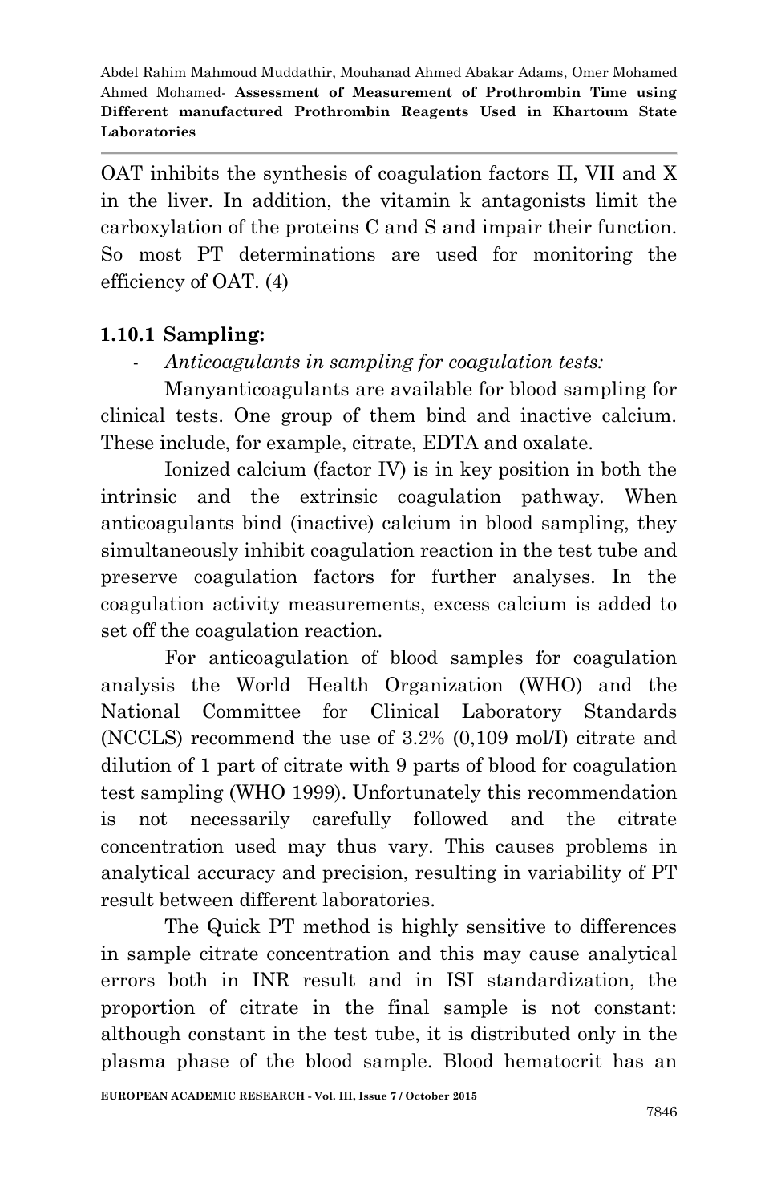OAT inhibits the synthesis of coagulation factors II, VII and X in the liver. In addition, the vitamin k antagonists limit the carboxylation of the proteins C and S and impair their function. So most PT determinations are used for monitoring the efficiency of OAT. (4)

### 1.10.1 Sampling:

- *Anticoagulants in sampling for coagulation tests:*

Manyanticoagulants are available for blood sampling for clinical tests. One group of them bind and inactive calcium. These include, for example, citrate, EDTA and oxalate.

Ionized calcium (factor IV) is in key position in both the intrinsic and the extrinsic coagulation pathway. When anticoagulants bind (inactive) calcium in blood sampling, they simultaneously inhibit coagulation reaction in the test tube and preserve coagulation factors for further analyses. In the coagulation activity measurements, excess calcium is added to set off the coagulation reaction.

For anticoagulation of blood samples for coagulation analysis the World Health Organization (WHO) and the National Committee for Clinical Laboratory Standards (NCCLS) recommend the use of 3.2% (0,109 mol/I) citrate and dilution of 1 part of citrate with 9 parts of blood for coagulation test sampling (WHO 1999). Unfortunately this recommendation is not necessarily carefully followed and the citrate concentration used may thus vary. This causes problems in analytical accuracy and precision, resulting in variability of PT result between different laboratories.

The Quick PT method is highly sensitive to differences in sample citrate concentration and this may cause analytical errors both in INR result and in ISI standardization, the proportion of citrate in the final sample is not constant: although constant in the test tube, it is distributed only in the plasma phase of the blood sample. Blood hematocrit has an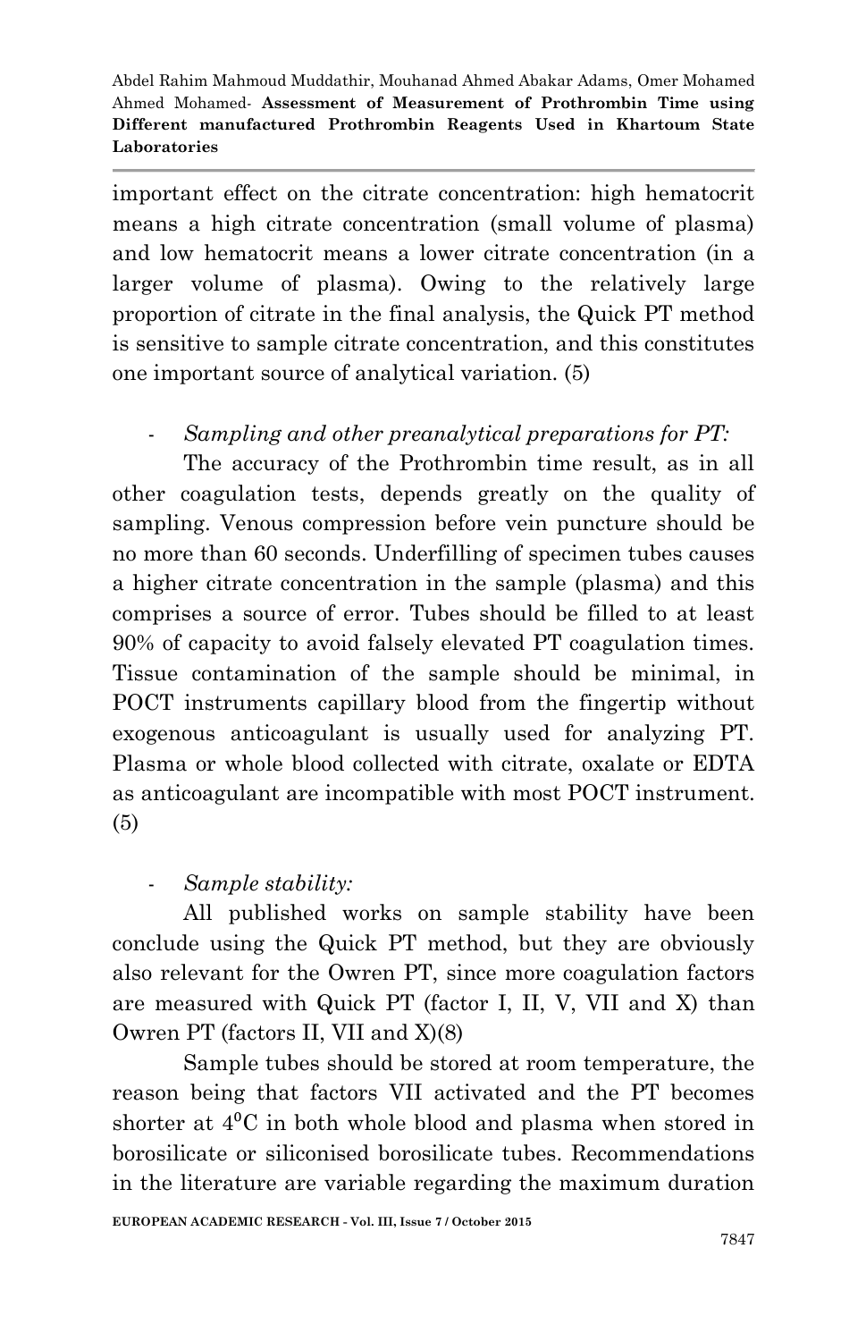important effect on the citrate concentration: high hematocrit means a high citrate concentration (small volume of plasma) and low hematocrit means a lower citrate concentration (in a larger volume of plasma). Owing to the relatively large proportion of citrate in the final analysis, the Quick PT method is sensitive to sample citrate concentration, and this constitutes one important source of analytical variation. (5)

- *Sampling and other preanalytical preparations for PT:*

The accuracy of the Prothrombin time result, as in all other coagulation tests, depends greatly on the quality of sampling. Venous compression before vein puncture should be no more than 60 seconds. Underfilling of specimen tubes causes a higher citrate concentration in the sample (plasma) and this comprises a source of error. Tubes should be filled to at least 90% of capacity to avoid falsely elevated PT coagulation times. Tissue contamination of the sample should be minimal, in POCT instruments capillary blood from the fingertip without exogenous anticoagulant is usually used for analyzing PT. Plasma or whole blood collected with citrate, oxalate or EDTA as anticoagulant are incompatible with most POCT instrument. (5)

- *Sample stability:*

All published works on sample stability have been conclude using the Quick PT method, but they are obviously also relevant for the Owren PT, since more coagulation factors are measured with Quick PT (factor I, II, V, VII and X) than Owren PT (factors II, VII and X)(8)

Sample tubes should be stored at room temperature, the reason being that factors VII activated and the PT becomes shorter at $4^0$C in both whole blood and plasma when stored in borosilicate or siliconised borosilicate tubes. Recommendations in the literature are variable regarding the maximum duration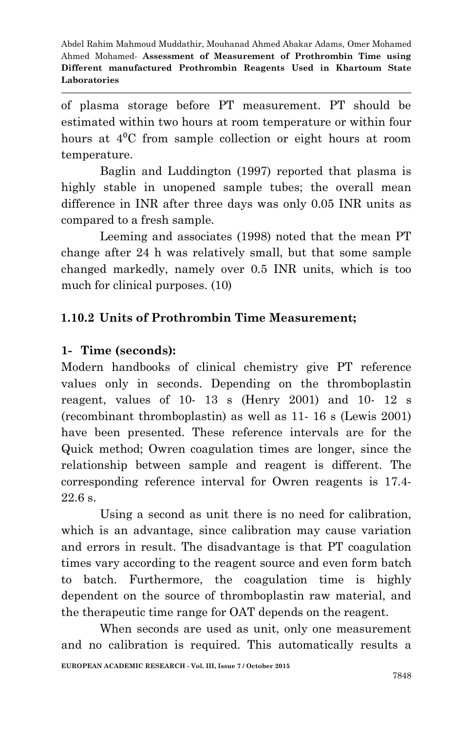of plasma storage before PT measurement. PT should be estimated within two hours at room temperature or within four hours at $4^0$C from sample collection or eight hours at room temperature.

Baglin and Luddington (1997) reported that plasma is highly stable in unopened sample tubes; the overall mean difference in INR after three days was only 0.05 INR units as compared to a fresh sample.

Leeming and associates (1998) noted that the mean PT change after 24 h was relatively small, but that some sample changed markedly, namely over 0.5 INR units, which is too much for clinical purposes. (10)

### 1.10.2 Units of Prothrombin Time Measurement;

**1- Time (seconds):**

Modern handbooks of clinical chemistry give PT reference values only in seconds. Depending on the thromboplastin reagent, values of 10- 13 s (Henry 2001) and 10- 12 s (recombinant thromboplastin) as well as 11- 16 s (Lewis 2001) have been presented. These reference intervals are for the Quick method; Owren coagulation times are longer, since the relationship between sample and reagent is different. The corresponding reference interval for Owren reagents is 17.4-22.6 s.

Using a second as unit there is no need for calibration, which is an advantage, since calibration may cause variation and errors in result. The disadvantage is that PT coagulation times vary according to the reagent source and even form batch to batch. Furthermore, the coagulation time is highly dependent on the source of thromboplastin raw material, and the therapeutic time range for OAT depends on the reagent.

When seconds are used as unit, only one measurement and no calibration is required. This automatically results a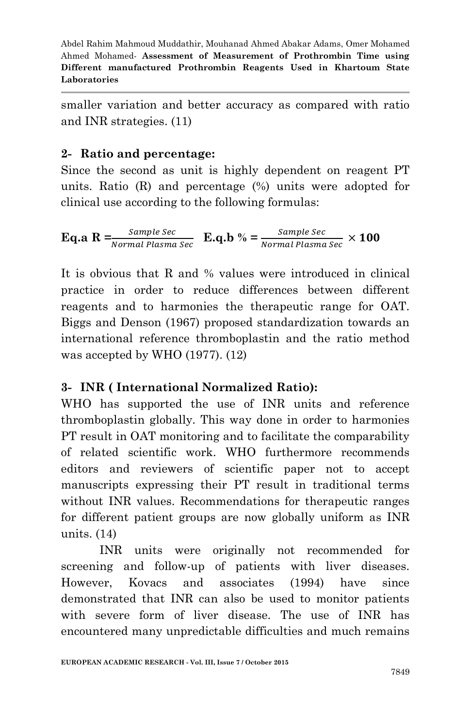smaller variation and better accuracy as compared with ratio and INR strategies. (11)

## 2- Ratio and percentage:

Since the second as unit is highly dependent on reagent PT units. Ratio (R) and percentage (%) units were adopted for clinical use according to the following formulas:

$$\textbf{Eq.a } R = \frac{Sample\ Sec}{Normal\ Plasma\ Sec} \quad \textbf{E.q.b } \% = \frac{Sample\ Sec}{Normal\ Plasma\ Sec} \times \mathbf{100}$$

It is obvious that R and % values were introduced in clinical practice in order to reduce differences between different reagents and to harmonies the therapeutic range for OAT. Biggs and Denson (1967) proposed standardization towards an international reference thromboplastin and the ratio method was accepted by WHO (1977). (12)

## 3- INR ( International Normalized Ratio):

WHO has supported the use of INR units and reference thromboplastin globally. This way done in order to harmonies PT result in OAT monitoring and to facilitate the comparability of related scientific work. WHO furthermore recommends editors and reviewers of scientific paper not to accept manuscripts expressing their PT result in traditional terms without INR values. Recommendations for therapeutic ranges for different patient groups are now globally uniform as INR units. (14)

INR units were originally not recommended for screening and follow-up of patients with liver diseases. However, Kovacs and associates (1994) have since demonstrated that INR can also be used to monitor patients with severe form of liver disease. The use of INR has encountered many unpredictable difficulties and much remains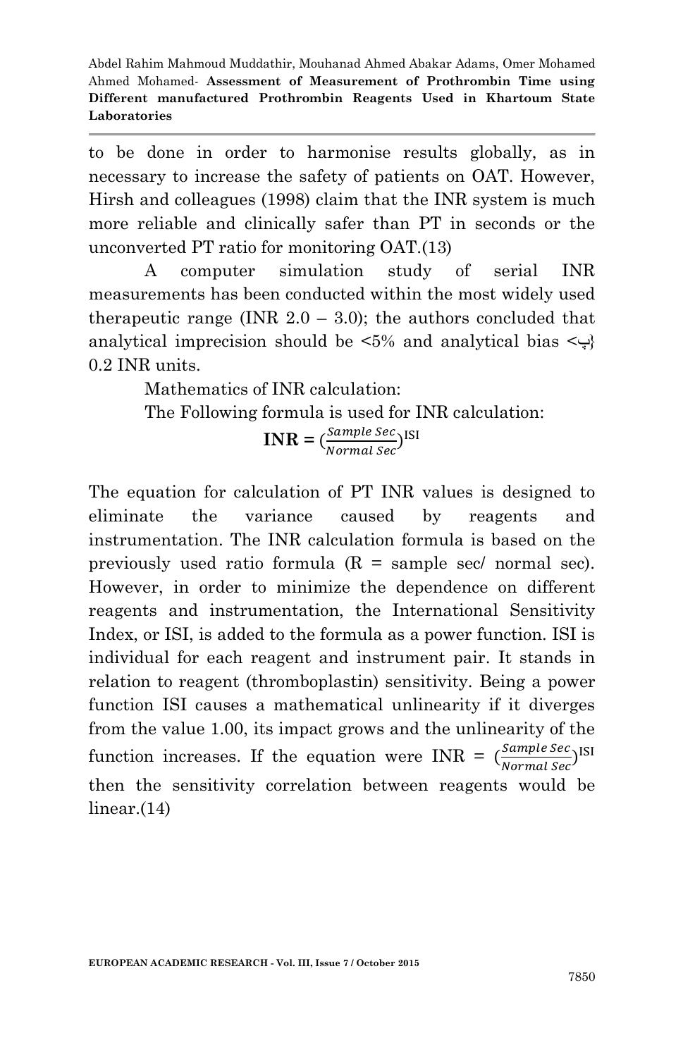to be done in order to harmonise results globally, as in necessary to increase the safety of patients on OAT. However, Hirsh and colleagues (1998) claim that the INR system is much more reliable and clinically safer than PT in seconds or the unconverted PT ratio for monitoring OAT.(13)

A computer simulation study of serial INR measurements has been conducted within the most widely used therapeutic range (INR 2.0 – 3.0); the authors concluded that analytical imprecision should be <5% and analytical bias <پ} 0.2 INR units.

Mathematics of INR calculation:

The Following formula is used for INR calculation:

$$\textbf{INR} = \left(\frac{Sample\ Sec}{Normal\ Sec}\right)^{\text{ISI}}$$

The equation for calculation of PT INR values is designed to eliminate the variance caused by reagents and instrumentation. The INR calculation formula is based on the previously used ratio formula (R = sample sec/ normal sec). However, in order to minimize the dependence on different reagents and instrumentation, the International Sensitivity Index, or ISI, is added to the formula as a power function. ISI is individual for each reagent and instrument pair. It stands in relation to reagent (thromboplastin) sensitivity. Being a power function ISI causes a mathematical unlinearity if it diverges from the value 1.00, its impact grows and the unlinearity of the function increases. If the equation were INR = $\left(\frac{Sample\ Sec}{Normal\ Sec}\right)^{\text{ISI}}$ then the sensitivity correlation between reagents would be linear.(14)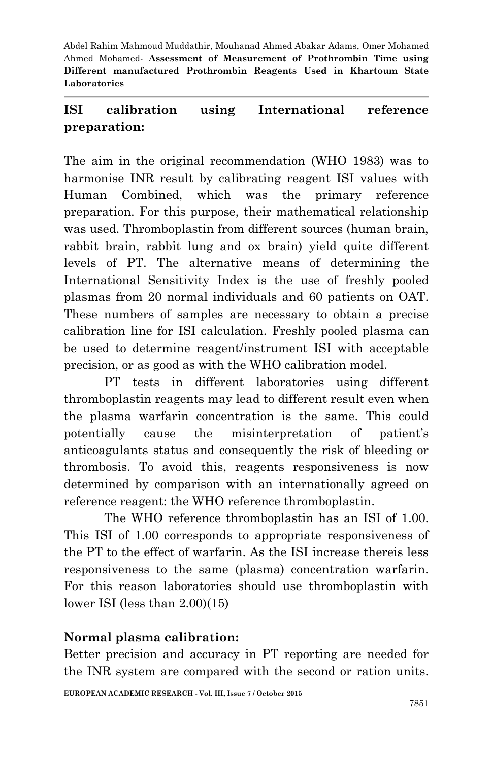## ISI calibration using International reference preparation:

The aim in the original recommendation (WHO 1983) was to harmonise INR result by calibrating reagent ISI values with Human Combined, which was the primary reference preparation. For this purpose, their mathematical relationship was used. Thromboplastin from different sources (human brain, rabbit brain, rabbit lung and ox brain) yield quite different levels of PT. The alternative means of determining the International Sensitivity Index is the use of freshly pooled plasmas from 20 normal individuals and 60 patients on OAT. These numbers of samples are necessary to obtain a precise calibration line for ISI calculation. Freshly pooled plasma can be used to determine reagent/instrument ISI with acceptable precision, or as good as with the WHO calibration model.

PT tests in different laboratories using different thromboplastin reagents may lead to different result even when the plasma warfarin concentration is the same. This could potentially cause the misinterpretation of patient's anticoagulants status and consequently the risk of bleeding or thrombosis. To avoid this, reagents responsiveness is now determined by comparison with an internationally agreed on reference reagent: the WHO reference thromboplastin.

The WHO reference thromboplastin has an ISI of 1.00. This ISI of 1.00 corresponds to appropriate responsiveness of the PT to the effect of warfarin. As the ISI increase thereis less responsiveness to the same (plasma) concentration warfarin. For this reason laboratories should use thromboplastin with lower ISI (less than 2.00)(15)

## Normal plasma calibration:

Better precision and accuracy in PT reporting are needed for the INR system are compared with the second or ration units.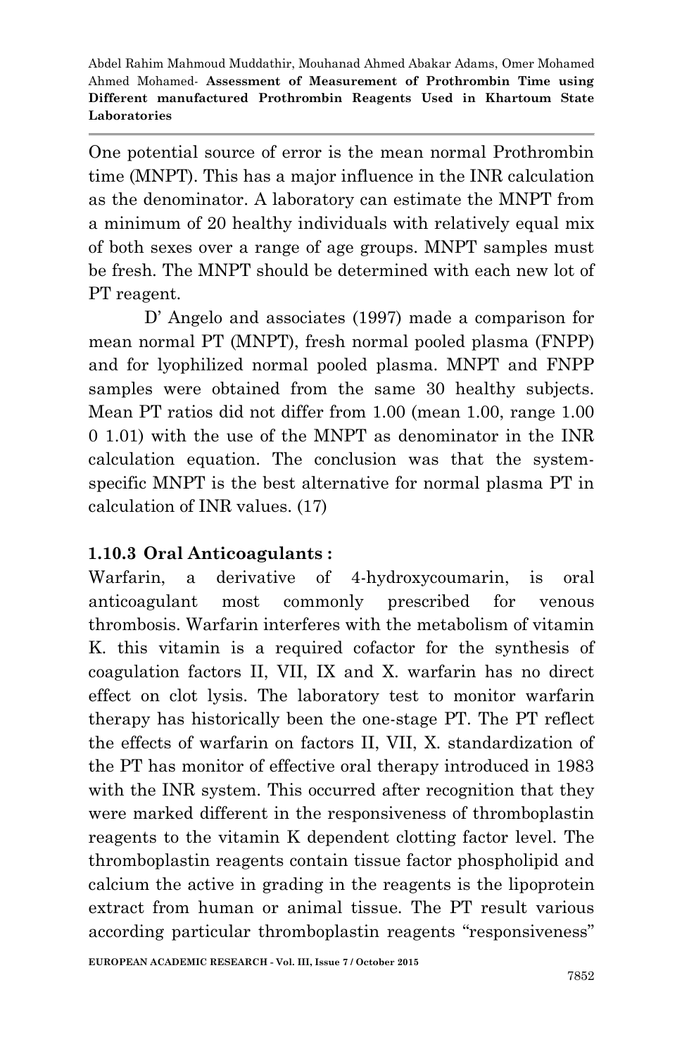One potential source of error is the mean normal Prothrombin time (MNPT). This has a major influence in the INR calculation as the denominator. A laboratory can estimate the MNPT from a minimum of 20 healthy individuals with relatively equal mix of both sexes over a range of age groups. MNPT samples must be fresh. The MNPT should be determined with each new lot of PT reagent.

D' Angelo and associates (1997) made a comparison for mean normal PT (MNPT), fresh normal pooled plasma (FNPP) and for lyophilized normal pooled plasma. MNPT and FNPP samples were obtained from the same 30 healthy subjects. Mean PT ratios did not differ from 1.00 (mean 1.00, range 1.00 0 1.01) with the use of the MNPT as denominator in the INR calculation equation. The conclusion was that the system-specific MNPT is the best alternative for normal plasma PT in calculation of INR values. (17)

### 1.10.3 Oral Anticoagulants :

Warfarin, a derivative of 4-hydroxycoumarin, is oral anticoagulant most commonly prescribed for venous thrombosis. Warfarin interferes with the metabolism of vitamin K. this vitamin is a required cofactor for the synthesis of coagulation factors II, VII, IX and X. warfarin has no direct effect on clot lysis. The laboratory test to monitor warfarin therapy has historically been the one-stage PT. The PT reflect the effects of warfarin on factors II, VII, X. standardization of the PT has monitor of effective oral therapy introduced in 1983 with the INR system. This occurred after recognition that they were marked different in the responsiveness of thromboplastin reagents to the vitamin K dependent clotting factor level. The thromboplastin reagents contain tissue factor phospholipid and calcium the active in grading in the reagents is the lipoprotein extract from human or animal tissue. The PT result various according particular thromboplastin reagents "responsiveness"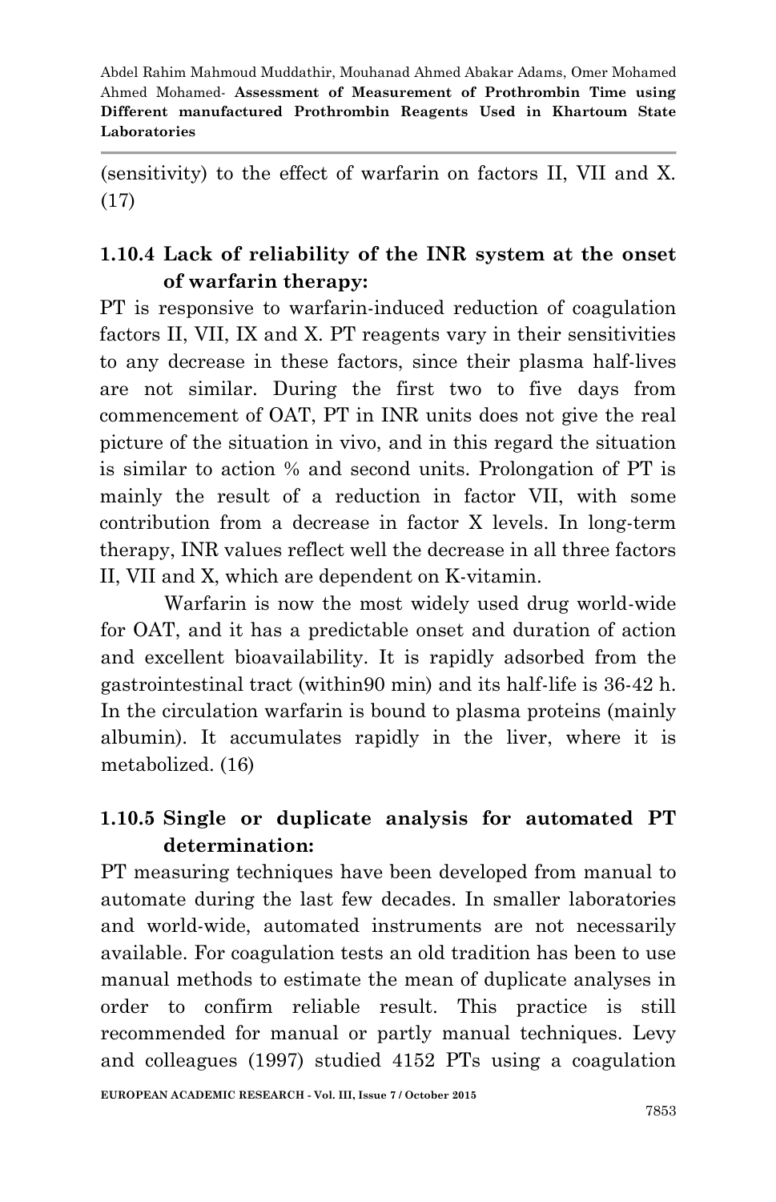(sensitivity) to the effect of warfarin on factors II, VII and X. (17)

### 1.10.4 Lack of reliability of the INR system at the onset of warfarin therapy:

PT is responsive to warfarin-induced reduction of coagulation factors II, VII, IX and X. PT reagents vary in their sensitivities to any decrease in these factors, since their plasma half-lives are not similar. During the first two to five days from commencement of OAT, PT in INR units does not give the real picture of the situation in vivo, and in this regard the situation is similar to action % and second units. Prolongation of PT is mainly the result of a reduction in factor VII, with some contribution from a decrease in factor X levels. In long-term therapy, INR values reflect well the decrease in all three factors II, VII and X, which are dependent on K-vitamin.

Warfarin is now the most widely used drug world-wide for OAT, and it has a predictable onset and duration of action and excellent bioavailability. It is rapidly adsorbed from the gastrointestinal tract (within90 min) and its half-life is 36-42 h. In the circulation warfarin is bound to plasma proteins (mainly albumin). It accumulates rapidly in the liver, where it is metabolized. (16)

### 1.10.5 Single or duplicate analysis for automated PT determination:

PT measuring techniques have been developed from manual to automate during the last few decades. In smaller laboratories and world-wide, automated instruments are not necessarily available. For coagulation tests an old tradition has been to use manual methods to estimate the mean of duplicate analyses in order to confirm reliable result. This practice is still recommended for manual or partly manual techniques. Levy and colleagues (1997) studied 4152 PTs using a coagulation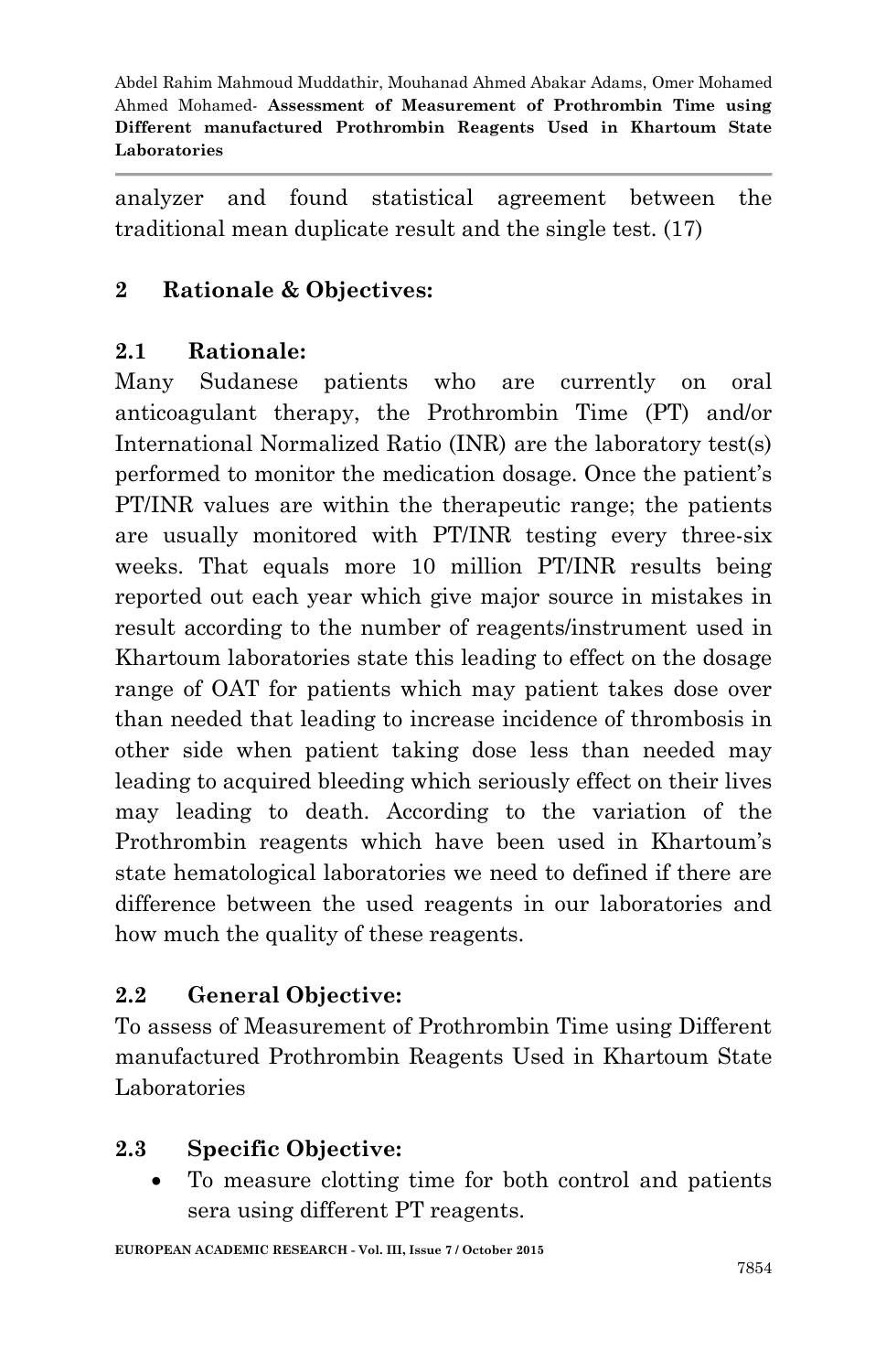analyzer and found statistical agreement between the traditional mean duplicate result and the single test. (17)

## 2 Rationale & Objectives:

### 2.1 Rationale:

Many Sudanese patients who are currently on oral anticoagulant therapy, the Prothrombin Time (PT) and/or International Normalized Ratio (INR) are the laboratory test(s) performed to monitor the medication dosage. Once the patient's PT/INR values are within the therapeutic range; the patients are usually monitored with PT/INR testing every three-six weeks. That equals more 10 million PT/INR results being reported out each year which give major source in mistakes in result according to the number of reagents/instrument used in Khartoum laboratories state this leading to effect on the dosage range of OAT for patients which may patient takes dose over than needed that leading to increase incidence of thrombosis in other side when patient taking dose less than needed may leading to acquired bleeding which seriously effect on their lives may leading to death. According to the variation of the Prothrombin reagents which have been used in Khartoum's state hematological laboratories we need to defined if there are difference between the used reagents in our laboratories and how much the quality of these reagents.

### 2.2 General Objective:

To assess of Measurement of Prothrombin Time using Different manufactured Prothrombin Reagents Used in Khartoum State Laboratories

### 2.3 Specific Objective:

- To measure clotting time for both control and patients sera using different PT reagents.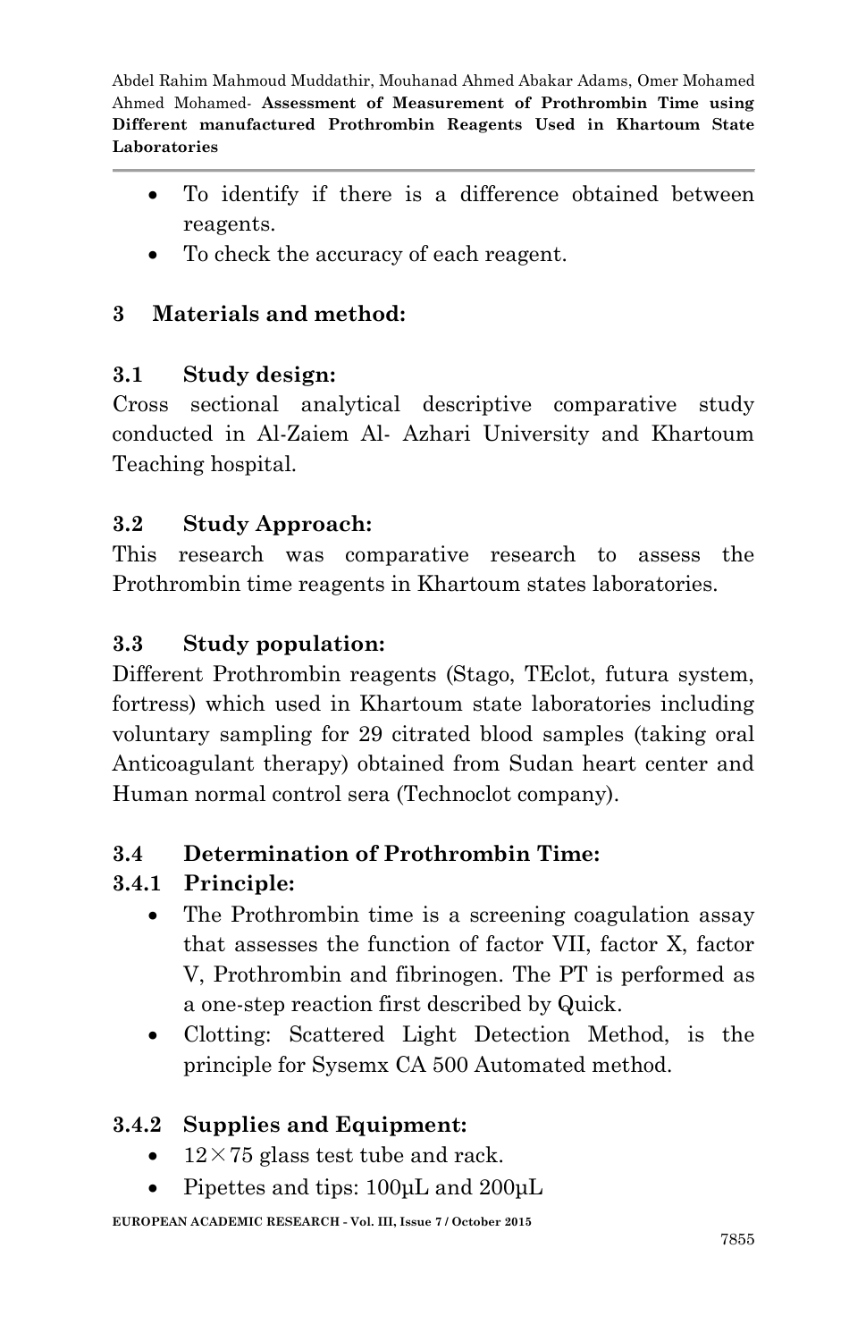- To identify if there is a difference obtained between reagents.
- To check the accuracy of each reagent.

## 3 Materials and method:

### 3.1 Study design:

Cross sectional analytical descriptive comparative study conducted in Al-Zaiem Al- Azhari University and Khartoum Teaching hospital.

### 3.2 Study Approach:

This research was comparative research to assess the Prothrombin time reagents in Khartoum states laboratories.

### 3.3 Study population:

Different Prothrombin reagents (Stago, TEclot, futura system, fortress) which used in Khartoum state laboratories including voluntary sampling for 29 citrated blood samples (taking oral Anticoagulant therapy) obtained from Sudan heart center and Human normal control sera (Technoclot company).

### 3.4 Determination of Prothrombin Time:

#### 3.4.1 Principle:

- The Prothrombin time is a screening coagulation assay that assesses the function of factor VII, factor X, factor V, Prothrombin and fibrinogen. The PT is performed as a one-step reaction first described by Quick.
- Clotting: Scattered Light Detection Method, is the principle for Sysemx CA 500 Automated method.

#### 3.4.2 Supplies and Equipment:

- 12×75 glass test tube and rack.
- Pipettes and tips: 100µL and 200µL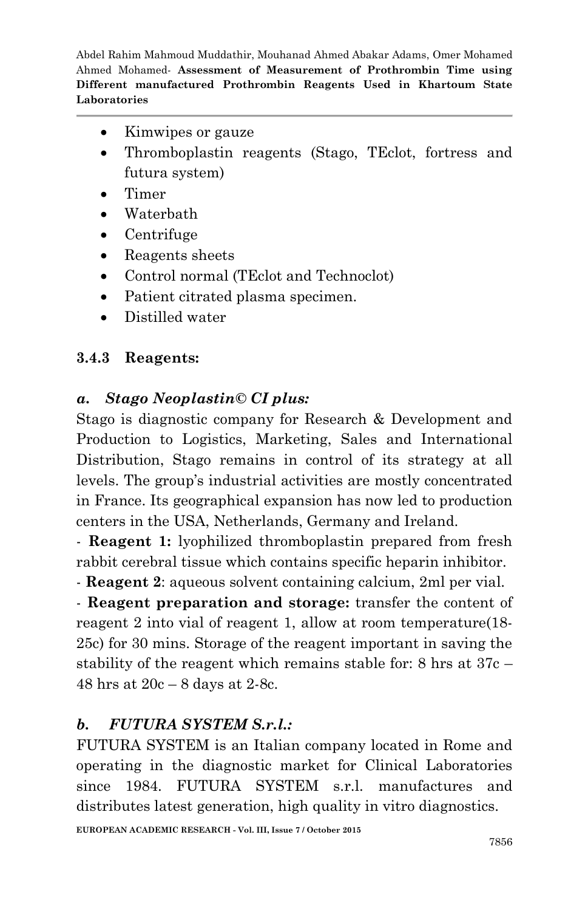- Kimwipes or gauze
- Thromboplastin reagents (Stago, TEclot, fortress and futura system)
- Timer
- Waterbath
- Centrifuge
- Reagents sheets
- Control normal (TEclot and Technoclot)
- Patient citrated plasma specimen.
- Distilled water

### 3.4.3 Reagents:

#### *a. Stago Neoplastin© CI plus:*

Stago is diagnostic company for Research & Development and Production to Logistics, Marketing, Sales and International Distribution, Stago remains in control of its strategy at all levels. The group's industrial activities are mostly concentrated in France. Its geographical expansion has now led to production centers in the USA, Netherlands, Germany and Ireland.

- **Reagent 1:** lyophilized thromboplastin prepared from fresh rabbit cerebral tissue which contains specific heparin inhibitor.

- **Reagent 2**: aqueous solvent containing calcium, 2ml per vial.

- **Reagent preparation and storage:** transfer the content of reagent 2 into vial of reagent 1, allow at room temperature(18-25c) for 30 mins. Storage of the reagent important in saving the stability of the reagent which remains stable for: 8 hrs at 37c – 48 hrs at 20c – 8 days at 2-8c.

#### *b. FUTURA SYSTEM S.r.l.:*

FUTURA SYSTEM is an Italian company located in Rome and operating in the diagnostic market for Clinical Laboratories since 1984. FUTURA SYSTEM s.r.l. manufactures and distributes latest generation, high quality in vitro diagnostics.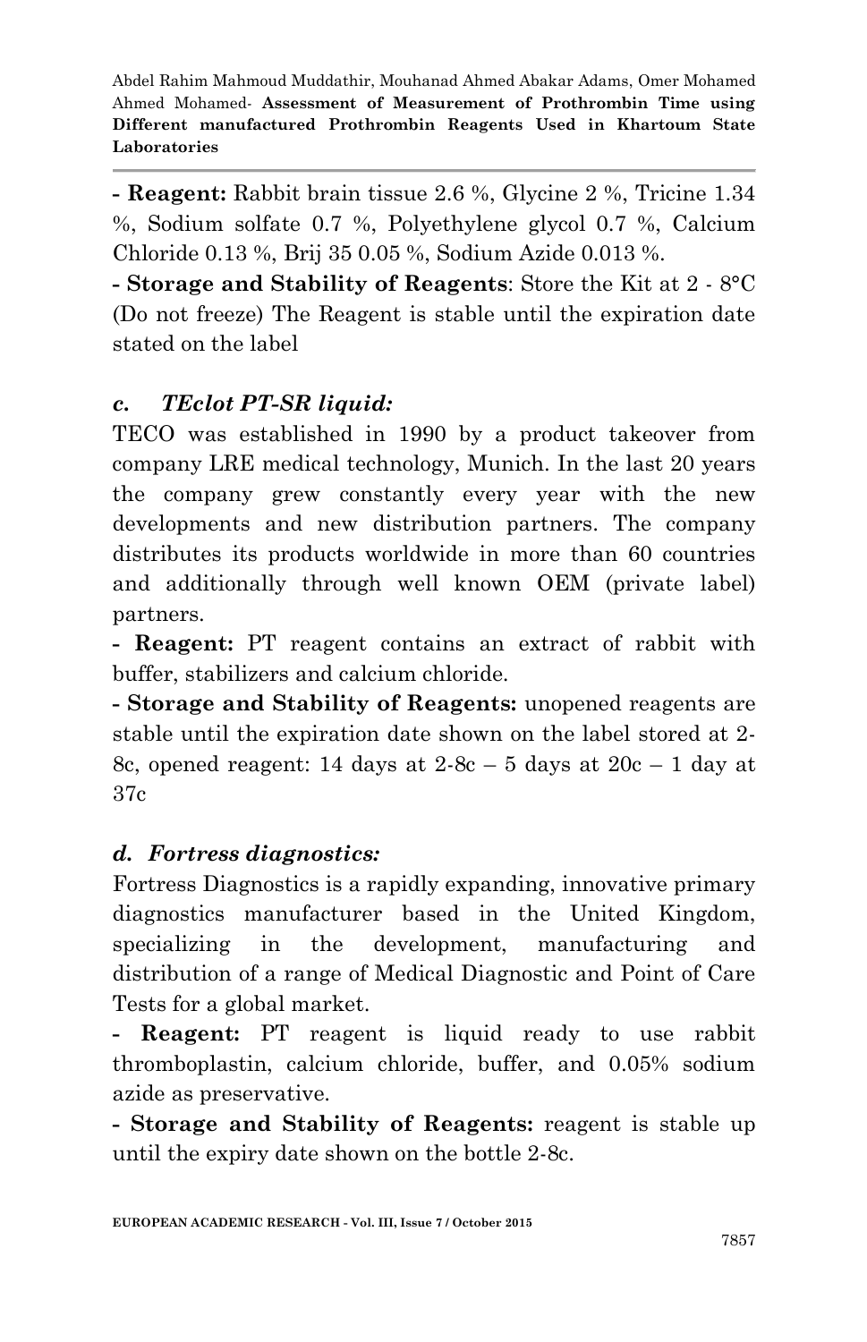**- Reagent:** Rabbit brain tissue 2.6 %, Glycine 2 %, Tricine 1.34 %, Sodium solfate 0.7 %, Polyethylene glycol 0.7 %, Calcium Chloride 0.13 %, Brij 35 0.05 %, Sodium Azide 0.013 %.

**- Storage and Stability of Reagents**: Store the Kit at 2 - 8°C (Do not freeze) The Reagent is stable until the expiration date stated on the label

### *c. TEclot PT-SR liquid:*

TECO was established in 1990 by a product takeover from company LRE medical technology, Munich. In the last 20 years the company grew constantly every year with the new developments and new distribution partners. The company distributes its products worldwide in more than 60 countries and additionally through well known OEM (private label) partners.

**- Reagent:** PT reagent contains an extract of rabbit with buffer, stabilizers and calcium chloride.

**- Storage and Stability of Reagents:** unopened reagents are stable until the expiration date shown on the label stored at 2-8c, opened reagent: 14 days at 2-8c – 5 days at 20c – 1 day at 37c

### *d. Fortress diagnostics:*

Fortress Diagnostics is a rapidly expanding, innovative primary diagnostics manufacturer based in the United Kingdom, specializing in the development, manufacturing and distribution of a range of Medical Diagnostic and Point of Care Tests for a global market.

**- Reagent:** PT reagent is liquid ready to use rabbit thromboplastin, calcium chloride, buffer, and 0.05% sodium azide as preservative.

**- Storage and Stability of Reagents:** reagent is stable up until the expiry date shown on the bottle 2-8c.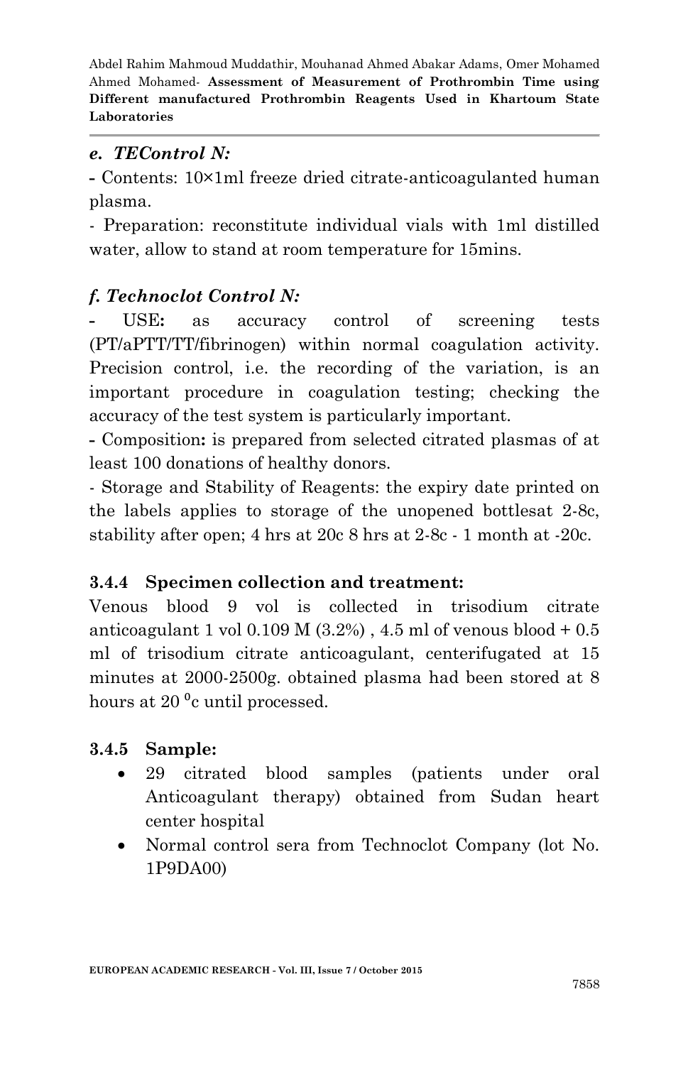### *e. TEControl N:*

**-** Contents: 10×1ml freeze dried citrate-anticoagulanted human plasma.

- Preparation: reconstitute individual vials with 1ml distilled water, allow to stand at room temperature for 15mins.

### *f. Technoclot Control N:*

**-** USE**:** as accuracy control of screening tests (PT/aPTT/TT/fibrinogen) within normal coagulation activity. Precision control, i.e. the recording of the variation, is an important procedure in coagulation testing; checking the accuracy of the test system is particularly important.

**-** Composition**:** is prepared from selected citrated plasmas of at least 100 donations of healthy donors.

- Storage and Stability of Reagents: the expiry date printed on the labels applies to storage of the unopened bottlesat 2-8c, stability after open; 4 hrs at 20c 8 hrs at 2-8c - 1 month at -20c.

### 3.4.4 Specimen collection and treatment:

Venous blood 9 vol is collected in trisodium citrate anticoagulant 1 vol 0.109 M (3.2%) , 4.5 ml of venous blood + 0.5 ml of trisodium citrate anticoagulant, centerifugated at 15 minutes at 2000-2500g. obtained plasma had been stored at 8 hours at 20 $^0$c until processed.

### 3.4.5 Sample:

- 29 citrated blood samples (patients under oral Anticoagulant therapy) obtained from Sudan heart center hospital
- Normal control sera from Technoclot Company (lot No. 1P9DA00)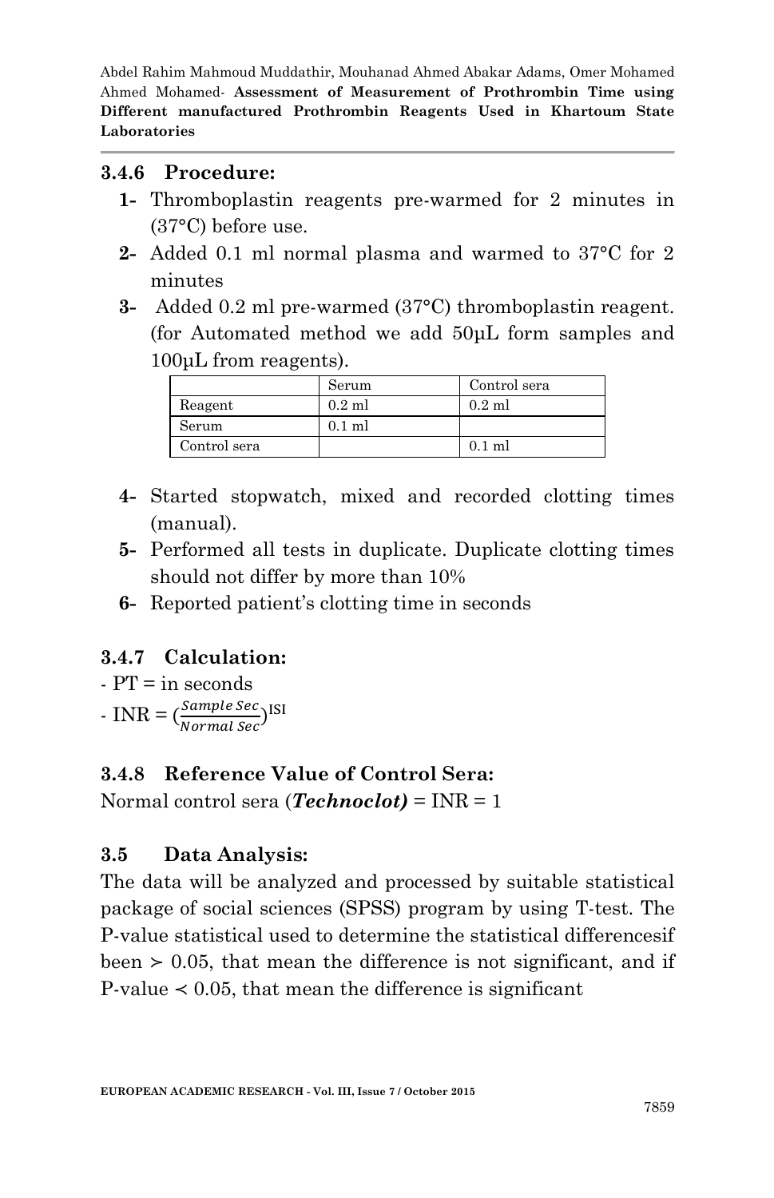### 3.4.6 Procedure:

1- Thromboplastin reagents pre-warmed for 2 minutes in (37°C) before use.
2- Added 0.1 ml normal plasma and warmed to 37°C for 2 minutes
3- Added 0.2 ml pre-warmed (37°C) thromboplastin reagent. (for Automated method we add 50μL form samples and 100μL from reagents).

| | Serum | Control sera |
|---|---|---|
| Reagent | 0.2 ml | 0.2 ml |
| Serum | 0.1 ml | |
| Control sera | | 0.1 ml |

4- Started stopwatch, mixed and recorded clotting times (manual).
5- Performed all tests in duplicate. Duplicate clotting times should not differ by more than 10%
6- Reported patient's clotting time in seconds

### 3.4.7 Calculation:

- PT = in seconds
- INR = $(\frac{Sample\ Sec}{Normal\ Sec})^{ISI}$

### 3.4.8 Reference Value of Control Sera:

Normal control sera (***Technoclot)*** = INR = 1

### 3.5 Data Analysis:

The data will be analyzed and processed by suitable statistical package of social sciences (SPSS) program by using T-test. The P-value statistical used to determine the statistical differencesif been ≻ 0.05, that mean the difference is not significant, and if P-value ≺ 0.05, that mean the difference is significant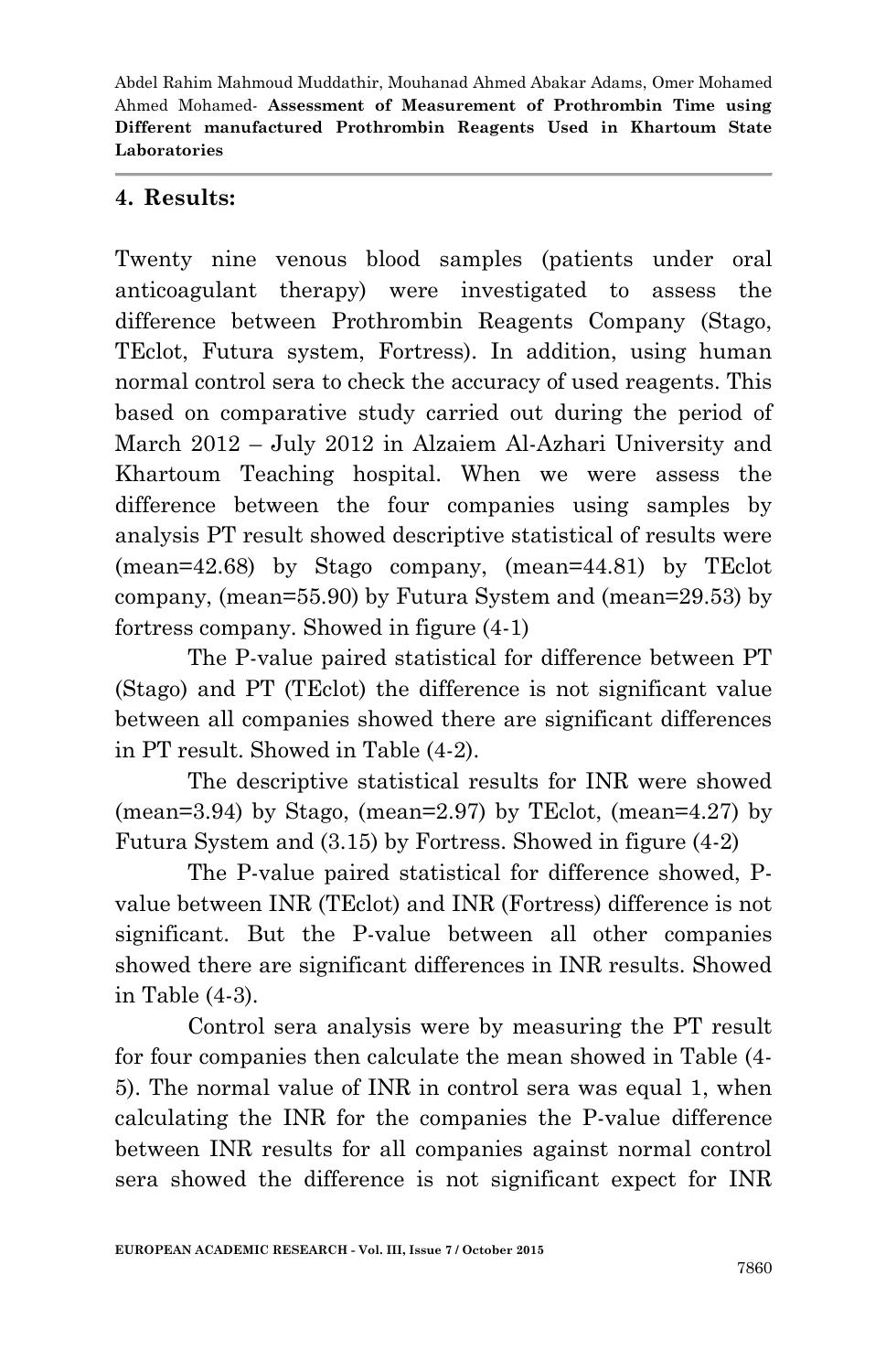## 4. Results:

Twenty nine venous blood samples (patients under oral anticoagulant therapy) were investigated to assess the difference between Prothrombin Reagents Company (Stago, TEclot, Futura system, Fortress). In addition, using human normal control sera to check the accuracy of used reagents. This based on comparative study carried out during the period of March 2012 – July 2012 in Alzaiem Al-Azhari University and Khartoum Teaching hospital. When we were assess the difference between the four companies using samples by analysis PT result showed descriptive statistical of results were (mean=42.68) by Stago company, (mean=44.81) by TEclot company, (mean=55.90) by Futura System and (mean=29.53) by fortress company. Showed in figure (4-1)

The P-value paired statistical for difference between PT (Stago) and PT (TEclot) the difference is not significant value between all companies showed there are significant differences in PT result. Showed in Table (4-2).

The descriptive statistical results for INR were showed (mean=3.94) by Stago, (mean=2.97) by TEclot, (mean=4.27) by Futura System and (3.15) by Fortress. Showed in figure (4-2)

The P-value paired statistical for difference showed, P-value between INR (TEclot) and INR (Fortress) difference is not significant. But the P-value between all other companies showed there are significant differences in INR results. Showed in Table (4-3).

Control sera analysis were by measuring the PT result for four companies then calculate the mean showed in Table (4-5). The normal value of INR in control sera was equal 1, when calculating the INR for the companies the P-value difference between INR results for all companies against normal control sera showed the difference is not significant expect for INR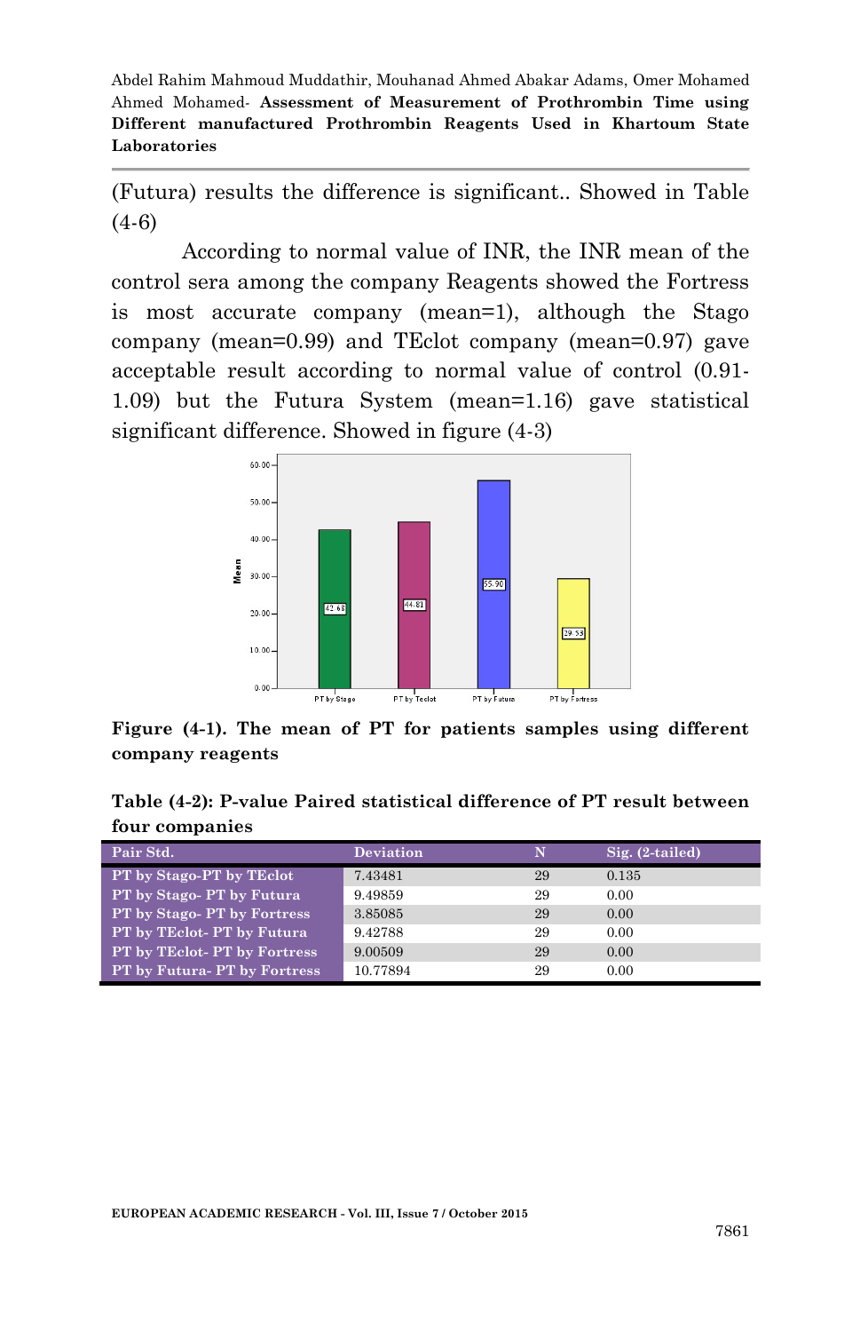(Futura) results the difference is significant.. Showed in Table (4-6)

According to normal value of INR, the INR mean of the control sera among the company Reagents showed the Fortress is most accurate company (mean=1), although the Stago company (mean=0.99) and TEclot company (mean=0.97) gave acceptable result according to normal value of control (0.91-1.09) but the Futura System (mean=1.16) gave statistical significant difference. Showed in figure (4-3)

**Figure (4-1). The mean of PT for patients samples using different company reagents**

**Table (4-2): P-value Paired statistical difference of PT result between four companies**

| Pair Std. | Deviation | N | Sig. (2-tailed) |
|---|---|---|---|
| **PT by Stago-PT by TEclot** | 7.43481 | 29 | 0.135 |
| **PT by Stago- PT by Futura** | 9.49859 | 29 | 0.00 |
| **PT by Stago- PT by Fortress** | 3.85085 | 29 | 0.00 |
| **PT by TEclot- PT by Futura** | 9.42788 | 29 | 0.00 |
| **PT by TEclot- PT by Fortress** | 9.00509 | 29 | 0.00 |
| **PT by Futura- PT by Fortress** | 10.77894 | 29 | 0.00 |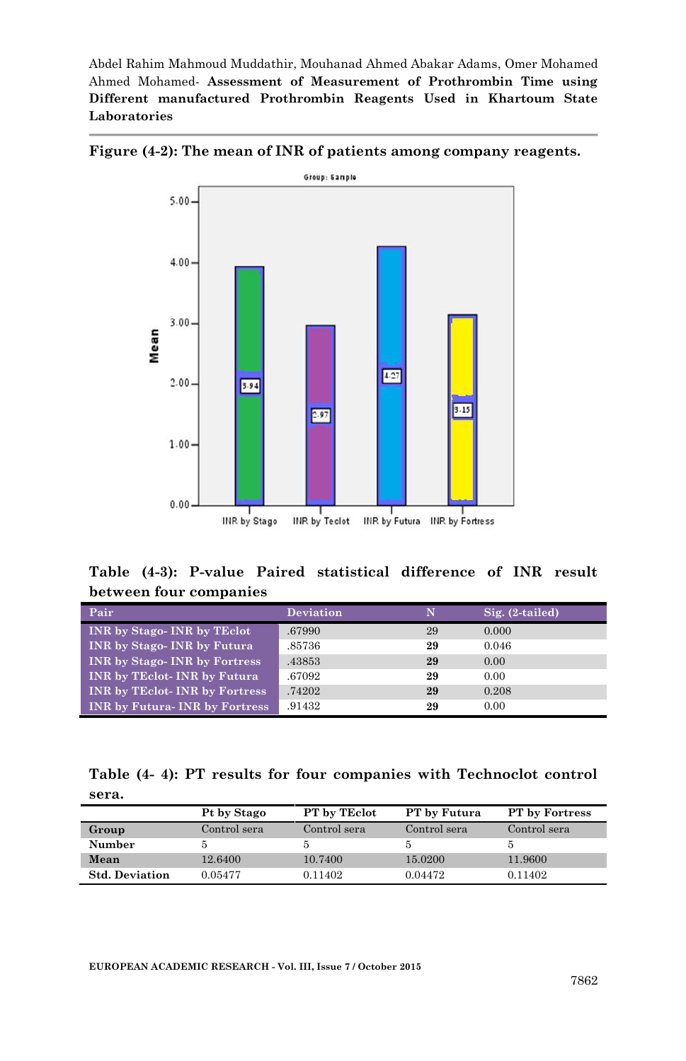**Figure (4-2): The mean of INR of patients among company reagents.**

**Table (4-3): P-value Paired statistical difference of INR result between four companies**

| Pair | Deviation | N | Sig. (2-tailed) |
|---|---|---|---|
| INR by Stago- INR by TEclot | .67990 | 29 | 0.000 |
| INR by Stago- INR by Futura | .85736 | 29 | 0.046 |
| INR by Stago- INR by Fortress | .43853 | 29 | 0.00 |
| INR by TEclot- INR by Futura | .67092 | 29 | 0.00 |
| INR by TEclot- INR by Fortress | .74202 | 29 | 0.208 |
| INR by Futura- INR by Fortress | .91432 | 29 | 0.00 |

**Table (4- 4): PT results for four companies with Technoclot control sera.**

| | Pt by Stago | PT by TEclot | PT by Futura | PT by Fortress |
|---|---|---|---|---|
| **Group** | Control sera | Control sera | Control sera | Control sera |
| **Number** | 5 | 5 | 5 | 5 |
| **Mean** | 12.6400 | 10.7400 | 15.0200 | 11.9600 |
| **Std. Deviation** | 0.05477 | 0.11402 | 0.04472 | 0.11402 |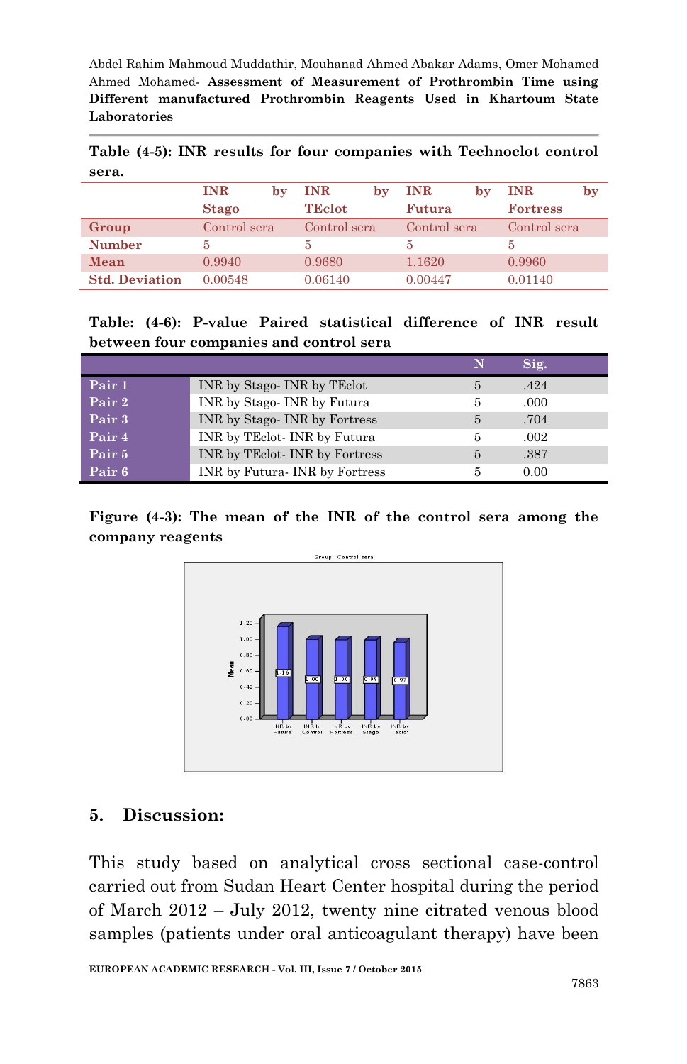Table (4-5): INR results for four companies with Technoclot control sera.

| | INR by Stago | INR by TEclot | INR by Futura | INR by Fortress |
|---|---|---|---|---|
| Group | Control sera | Control sera | Control sera | Control sera |
| Number | 5 | 5 | 5 | 5 |
| Mean | 0.9940 | 0.9680 | 1.1620 | 0.9960 |
| Std. Deviation | 0.00548 | 0.06140 | 0.00447 | 0.01140 |

Table: (4-6): P-value Paired statistical difference of INR result between four companies and control sera

| | | N | Sig. |
|---|---|---|---|
| Pair 1 | INR by Stago- INR by TEclot | 5 | .424 |
| Pair 2 | INR by Stago- INR by Futura | 5 | .000 |
| Pair 3 | INR by Stago- INR by Fortress | 5 | .704 |
| Pair 4 | INR by TEclot- INR by Futura | 5 | .002 |
| Pair 5 | INR by TEclot- INR by Fortress | 5 | .387 |
| Pair 6 | INR by Futura- INR by Fortress | 5 | 0.00 |

Figure (4-3): The mean of the INR of the control sera among the company reagents

## 5. Discussion:

This study based on analytical cross sectional case-control carried out from Sudan Heart Center hospital during the period of March 2012 – July 2012, twenty nine citrated venous blood samples (patients under oral anticoagulant therapy) have been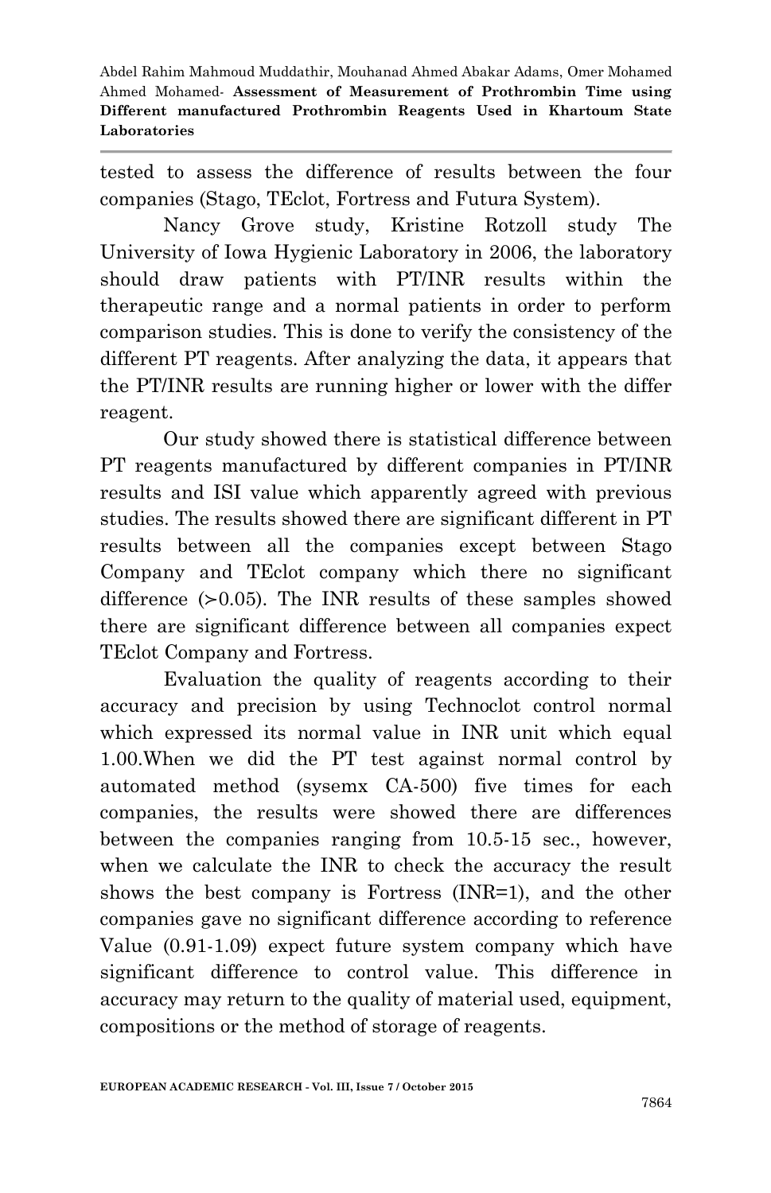tested to assess the difference of results between the four companies (Stago, TEclot, Fortress and Futura System).

Nancy Grove study, Kristine Rotzoll study The University of Iowa Hygienic Laboratory in 2006, the laboratory should draw patients with PT/INR results within the therapeutic range and a normal patients in order to perform comparison studies. This is done to verify the consistency of the different PT reagents. After analyzing the data, it appears that the PT/INR results are running higher or lower with the differ reagent.

Our study showed there is statistical difference between PT reagents manufactured by different companies in PT/INR results and ISI value which apparently agreed with previous studies. The results showed there are significant different in PT results between all the companies except between Stago Company and TEclot company which there no significant difference (>0.05). The INR results of these samples showed there are significant difference between all companies expect TEclot Company and Fortress.

Evaluation the quality of reagents according to their accuracy and precision by using Technoclot control normal which expressed its normal value in INR unit which equal 1.00.When we did the PT test against normal control by automated method (sysemx CA-500) five times for each companies, the results were showed there are differences between the companies ranging from 10.5-15 sec., however, when we calculate the INR to check the accuracy the result shows the best company is Fortress (INR=1), and the other companies gave no significant difference according to reference Value (0.91-1.09) expect future system company which have significant difference to control value. This difference in accuracy may return to the quality of material used, equipment, compositions or the method of storage of reagents.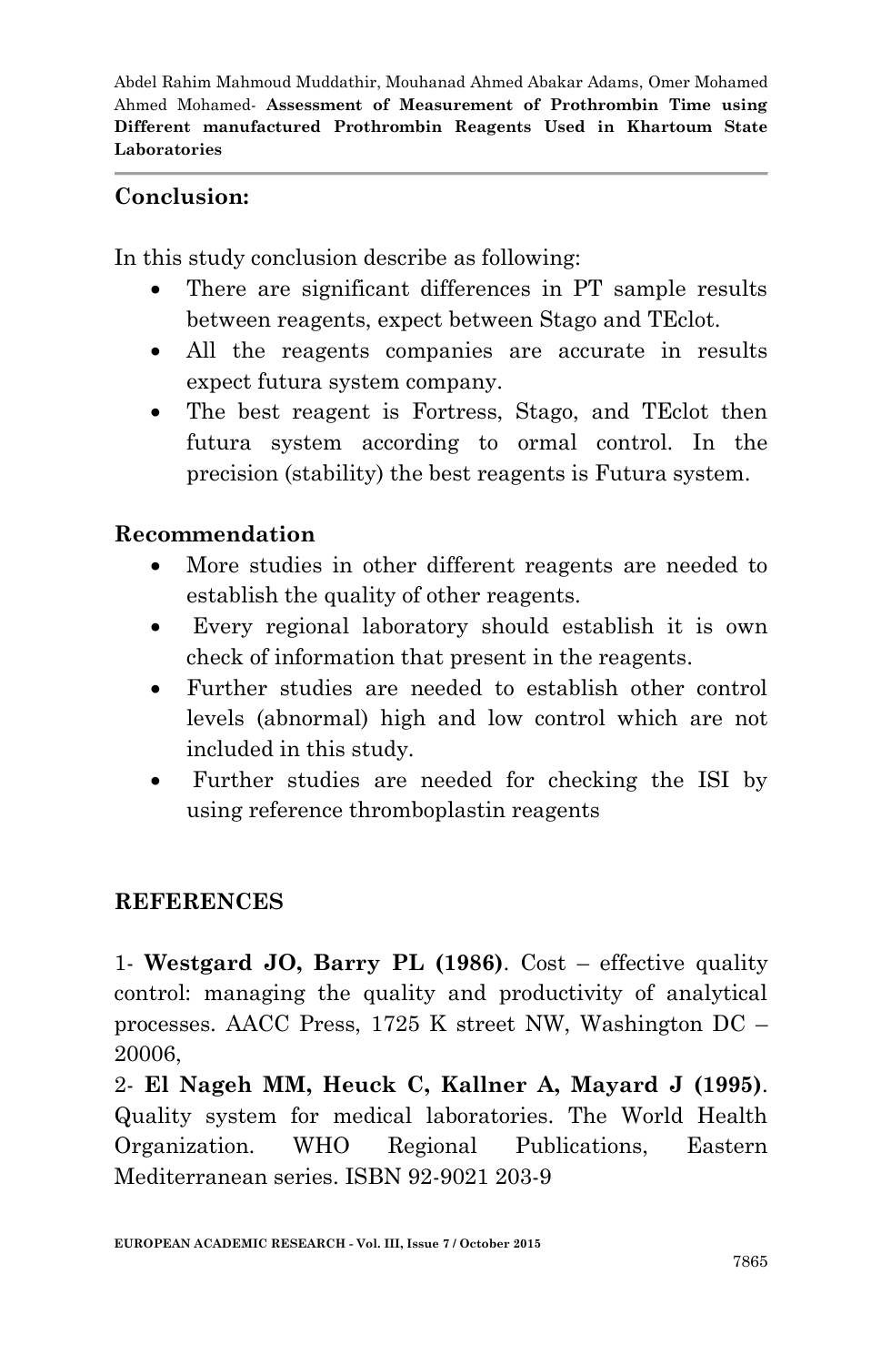## Conclusion:

In this study conclusion describe as following:

- There are significant differences in PT sample results between reagents, expect between Stago and TEclot.
- All the reagents companies are accurate in results expect futura system company.
- The best reagent is Fortress, Stago, and TEclot then futura system according to ormal control. In the precision (stability) the best reagents is Futura system.

## Recommendation

- More studies in other different reagents are needed to establish the quality of other reagents.
- Every regional laboratory should establish it is own check of information that present in the reagents.
- Further studies are needed to establish other control levels (abnormal) high and low control which are not included in this study.
- Further studies are needed for checking the ISI by using reference thromboplastin reagents

## REFERENCES

1- **Westgard JO, Barry PL (1986)**. Cost – effective quality control: managing the quality and productivity of analytical processes. AACC Press, 1725 K street NW, Washington DC – 20006,

2- **El Nageh MM, Heuck C, Kallner A, Mayard J (1995)**. Quality system for medical laboratories. The World Health Organization. WHO Regional Publications, Eastern Mediterranean series. ISBN 92-9021 203-9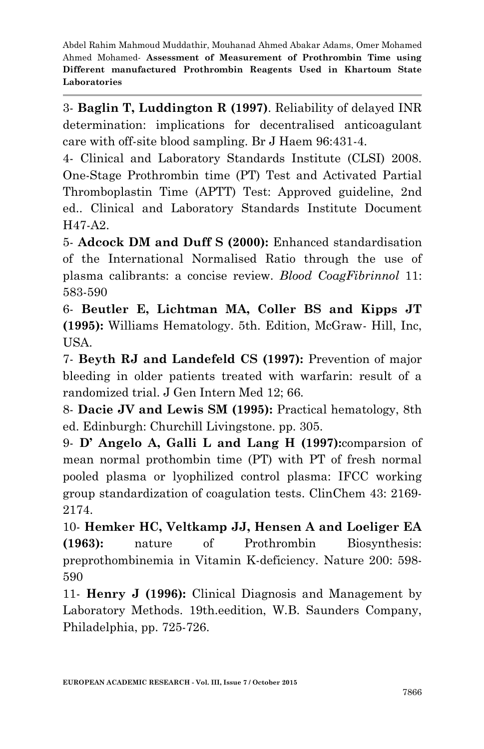3- **Baglin T, Luddington R (1997)**. Reliability of delayed INR determination: implications for decentralised anticoagulant care with off-site blood sampling. Br J Haem 96:431-4.

4- Clinical and Laboratory Standards Institute (CLSI) 2008. One-Stage Prothrombin time (PT) Test and Activated Partial Thromboplastin Time (APTT) Test: Approved guideline, 2nd ed.. Clinical and Laboratory Standards Institute Document H47-A2.

5- **Adcock DM and Duff S (2000):** Enhanced standardisation of the International Normalised Ratio through the use of plasma calibrants: a concise review. *Blood CoagFibrinnol* 11: 583-590

6- **Beutler E, Lichtman MA, Coller BS and Kipps JT (1995):** Williams Hematology. 5th. Edition, McGraw- Hill, Inc, USA.

7- **Beyth RJ and Landefeld CS (1997):** Prevention of major bleeding in older patients treated with warfarin: result of a randomized trial. J Gen Intern Med 12; 66.

8- **Dacie JV and Lewis SM (1995):** Practical hematology, 8th ed. Edinburgh: Churchill Livingstone. pp. 305.

9- **D' Angelo A, Galli L and Lang H (1997):**comparsion of mean normal prothombin time (PT) with PT of fresh normal pooled plasma or lyophilized control plasma: IFCC working group standardization of coagulation tests. ClinChem 43: 2169-2174.

10- **Hemker HC, Veltkamp JJ, Hensen A and Loeliger EA (1963):** nature of Prothrombin Biosynthesis: preprothombinemia in Vitamin K-deficiency. Nature 200: 598-590

11- **Henry J (1996):** Clinical Diagnosis and Management by Laboratory Methods. 19th.eedition, W.B. Saunders Company, Philadelphia, pp. 725-726.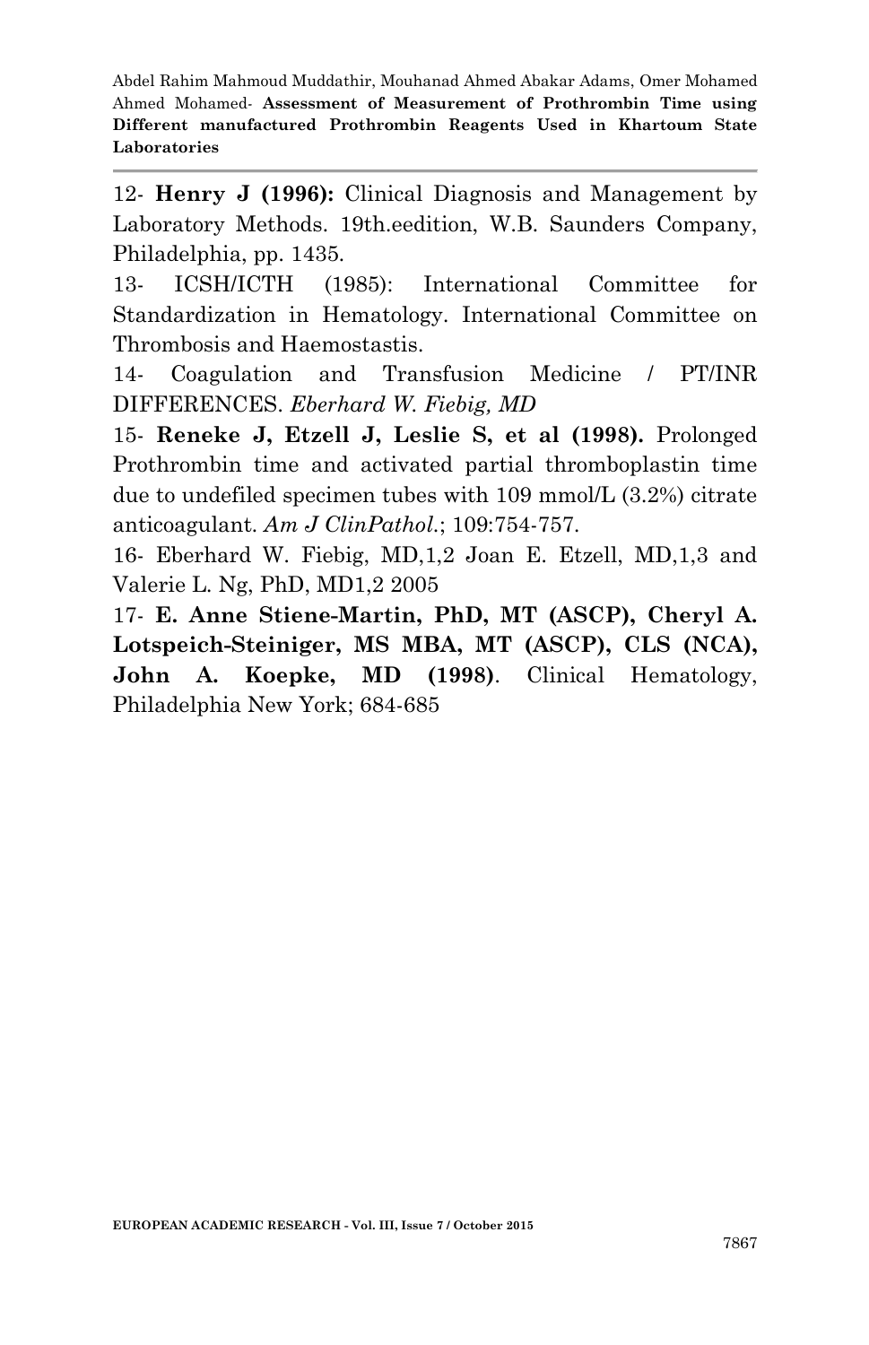12- **Henry J (1996):** Clinical Diagnosis and Management by Laboratory Methods. 19th.eedition, W.B. Saunders Company, Philadelphia, pp. 1435.

13- ICSH/ICTH (1985): International Committee for Standardization in Hematology. International Committee on Thrombosis and Haemostastis.

14- Coagulation and Transfusion Medicine / PT/INR DIFFERENCES. *Eberhard W. Fiebig, MD*

15- **Reneke J, Etzell J, Leslie S, et al (1998).** Prolonged Prothrombin time and activated partial thromboplastin time due to undefiled specimen tubes with 109 mmol/L (3.2%) citrate anticoagulant. *Am J ClinPathol.*; 109:754-757.

16- Eberhard W. Fiebig, MD,1,2 Joan E. Etzell, MD,1,3 and Valerie L. Ng, PhD, MD1,2 2005

17- **E. Anne Stiene-Martin, PhD, MT (ASCP), Cheryl A. Lotspeich-Steiniger, MS MBA, MT (ASCP), CLS (NCA), John A. Koepke, MD (1998)**. Clinical Hematology, Philadelphia New York; 684-685